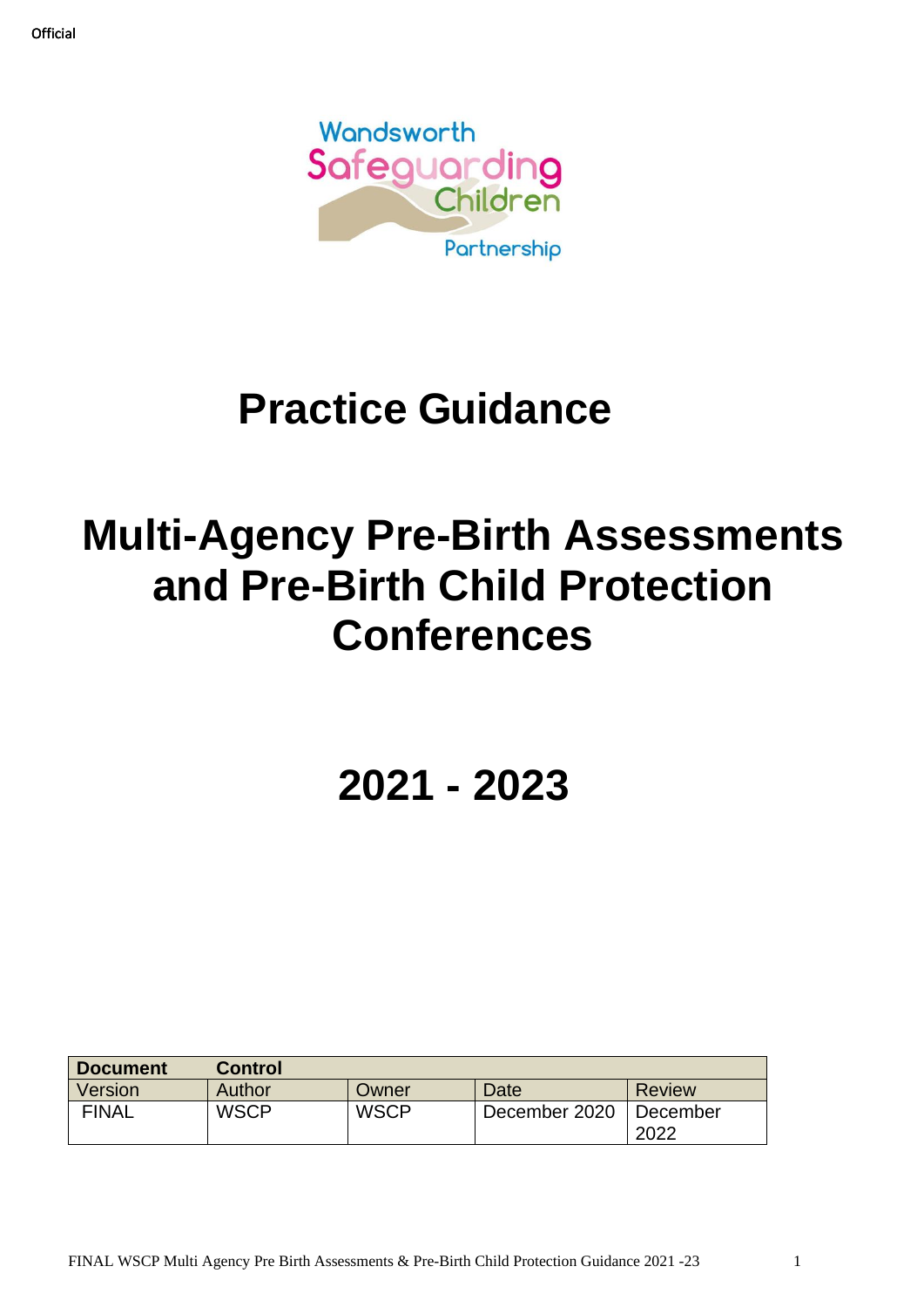Official

Wandsworth Safeguarding Children Partnership

# Practice Guidance

# Multi-Agency Pre-Birth Assessments and Pre-Birth Child Protection Conferences

# 2021 - 2023

| Document | Control | | | |
|---|---|---|---|---|
| Version | Author | Owner | Date | Review |
| FINAL | WSCP | WSCP | December 2020 | December 2022 |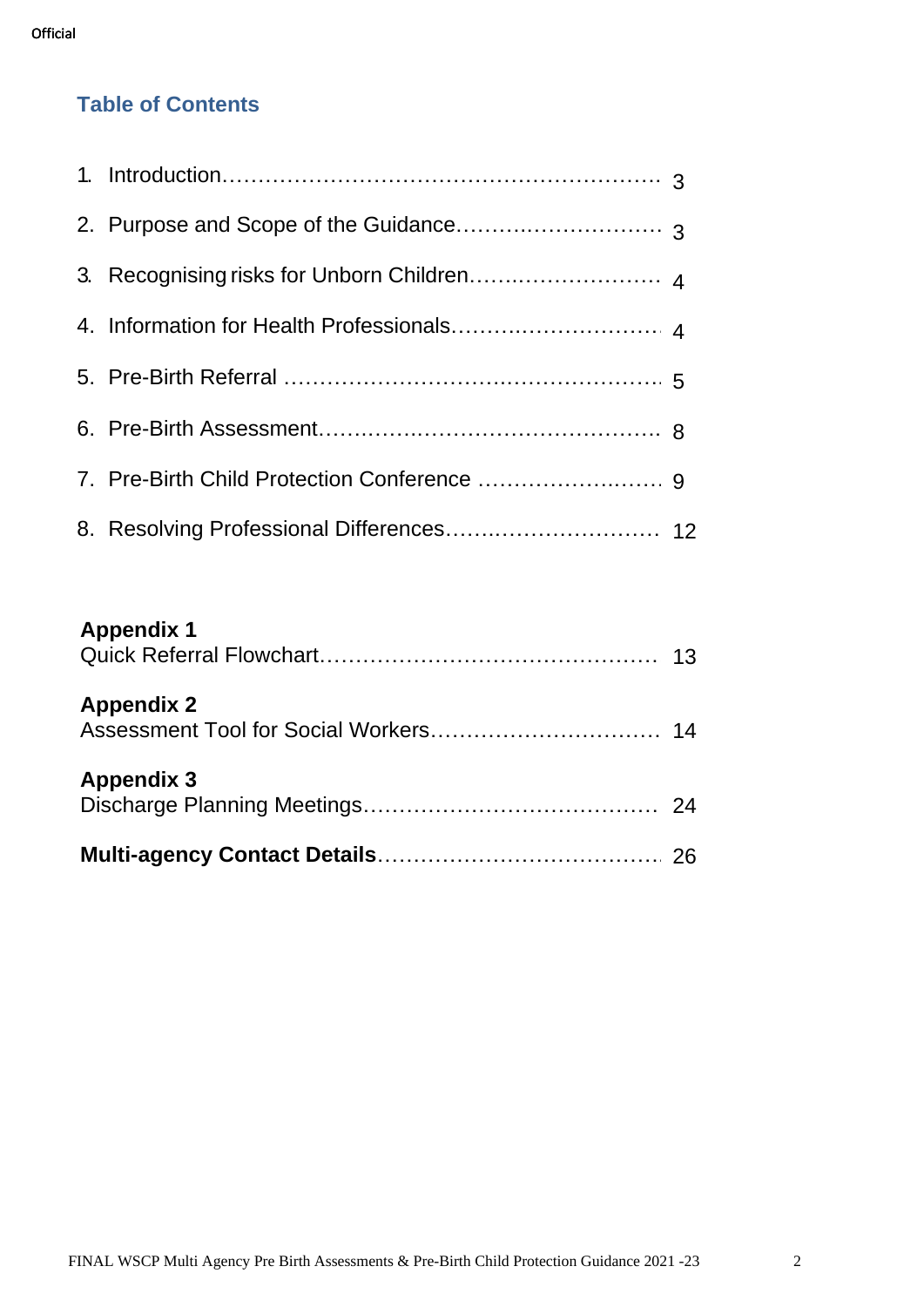## Table of Contents

1. Introduction………………………………………………………… 3
2. Purpose and Scope of the Guidance………………………… 3
3. Recognising risks for Unborn Children……………………… 4
4. Information for Health Professionals………………………… 4
5. Pre-Birth Referral ……………………………………………… 5
6. Pre-Birth Assessment…………………………………………. 8
7. Pre-Birth Child Protection Conference ……………………… 9
8. Resolving Professional Differences………………………… 12

**Appendix 1**
Quick Referral Flowchart………………………………………… 13

**Appendix 2**
Assessment Tool for Social Workers…………………………… 14

**Appendix 3**
Discharge Planning Meetings…………………………………… 24

**Multi-agency Contact Details**………………………………… 26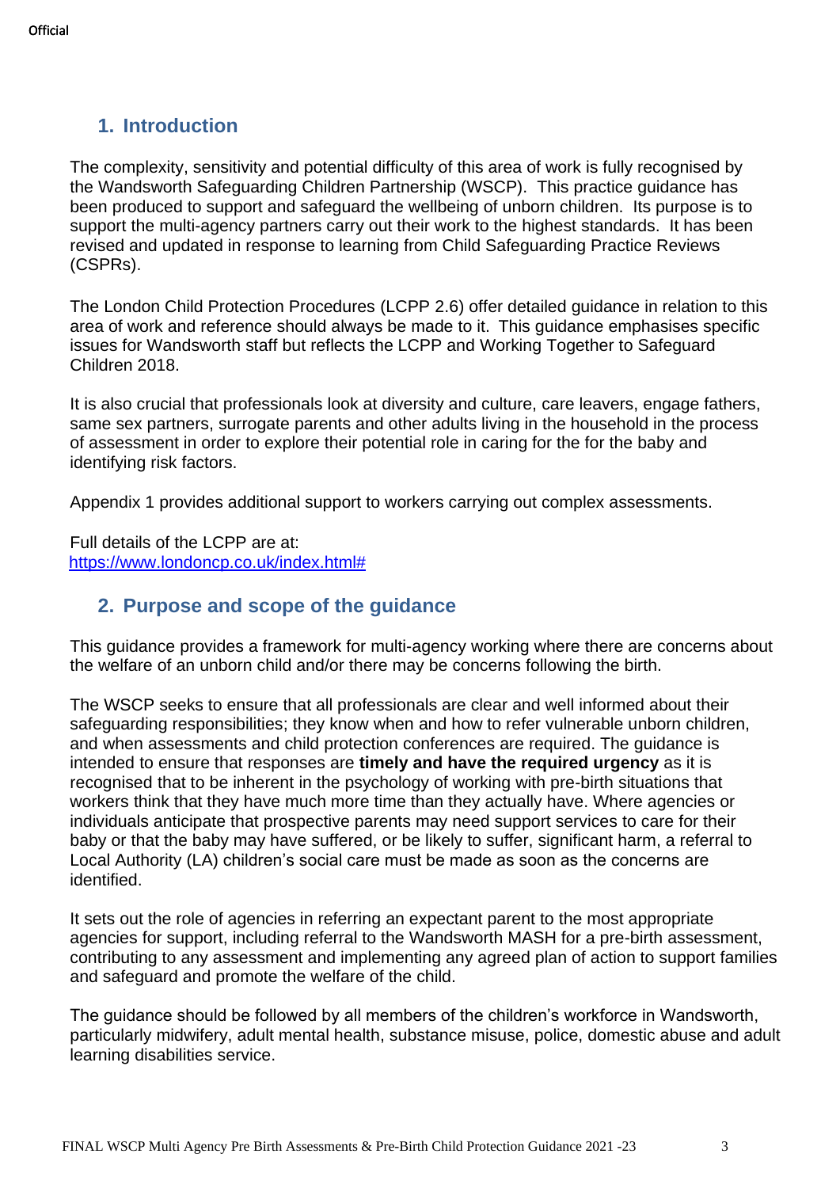## 1. Introduction

The complexity, sensitivity and potential difficulty of this area of work is fully recognised by the Wandsworth Safeguarding Children Partnership (WSCP). This practice guidance has been produced to support and safeguard the wellbeing of unborn children. Its purpose is to support the multi-agency partners carry out their work to the highest standards. It has been revised and updated in response to learning from Child Safeguarding Practice Reviews (CSPRs).

The London Child Protection Procedures (LCPP 2.6) offer detailed guidance in relation to this area of work and reference should always be made to it. This guidance emphasises specific issues for Wandsworth staff but reflects the LCPP and Working Together to Safeguard Children 2018.

It is also crucial that professionals look at diversity and culture, care leavers, engage fathers, same sex partners, surrogate parents and other adults living in the household in the process of assessment in order to explore their potential role in caring for the for the baby and identifying risk factors.

Appendix 1 provides additional support to workers carrying out complex assessments.

Full details of the LCPP are at:
https://www.londoncp.co.uk/index.html#

## 2. Purpose and scope of the guidance

This guidance provides a framework for multi-agency working where there are concerns about the welfare of an unborn child and/or there may be concerns following the birth.

The WSCP seeks to ensure that all professionals are clear and well informed about their safeguarding responsibilities; they know when and how to refer vulnerable unborn children, and when assessments and child protection conferences are required. The guidance is intended to ensure that responses are **timely and have the required urgency** as it is recognised that to be inherent in the psychology of working with pre-birth situations that workers think that they have much more time than they actually have. Where agencies or individuals anticipate that prospective parents may need support services to care for their baby or that the baby may have suffered, or be likely to suffer, significant harm, a referral to Local Authority (LA) children's social care must be made as soon as the concerns are identified.

It sets out the role of agencies in referring an expectant parent to the most appropriate agencies for support, including referral to the Wandsworth MASH for a pre-birth assessment, contributing to any assessment and implementing any agreed plan of action to support families and safeguard and promote the welfare of the child.

The guidance should be followed by all members of the children's workforce in Wandsworth, particularly midwifery, adult mental health, substance misuse, police, domestic abuse and adult learning disabilities service.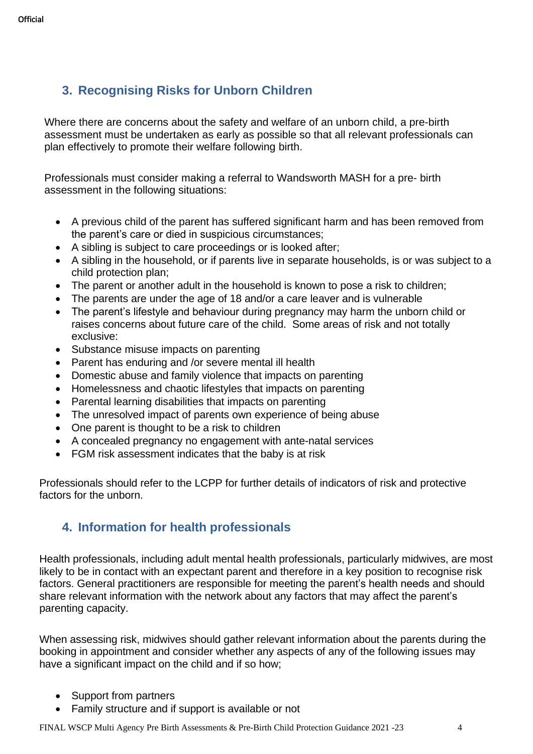## 3. Recognising Risks for Unborn Children

Where there are concerns about the safety and welfare of an unborn child, a pre-birth assessment must be undertaken as early as possible so that all relevant professionals can plan effectively to promote their welfare following birth.

Professionals must consider making a referral to Wandsworth MASH for a pre- birth assessment in the following situations:

- A previous child of the parent has suffered significant harm and has been removed from the parent's care or died in suspicious circumstances;
- A sibling is subject to care proceedings or is looked after;
- A sibling in the household, or if parents live in separate households, is or was subject to a child protection plan;
- The parent or another adult in the household is known to pose a risk to children;
- The parents are under the age of 18 and/or a care leaver and is vulnerable
- The parent's lifestyle and behaviour during pregnancy may harm the unborn child or raises concerns about future care of the child. Some areas of risk and not totally exclusive:
- Substance misuse impacts on parenting
- Parent has enduring and /or severe mental ill health
- Domestic abuse and family violence that impacts on parenting
- Homelessness and chaotic lifestyles that impacts on parenting
- Parental learning disabilities that impacts on parenting
- The unresolved impact of parents own experience of being abuse
- One parent is thought to be a risk to children
- A concealed pregnancy no engagement with ante-natal services
- FGM risk assessment indicates that the baby is at risk

Professionals should refer to the LCPP for further details of indicators of risk and protective factors for the unborn.

## 4. Information for health professionals

Health professionals, including adult mental health professionals, particularly midwives, are most likely to be in contact with an expectant parent and therefore in a key position to recognise risk factors. General practitioners are responsible for meeting the parent's health needs and should share relevant information with the network about any factors that may affect the parent's parenting capacity.

When assessing risk, midwives should gather relevant information about the parents during the booking in appointment and consider whether any aspects of any of the following issues may have a significant impact on the child and if so how;

- Support from partners
- Family structure and if support is available or not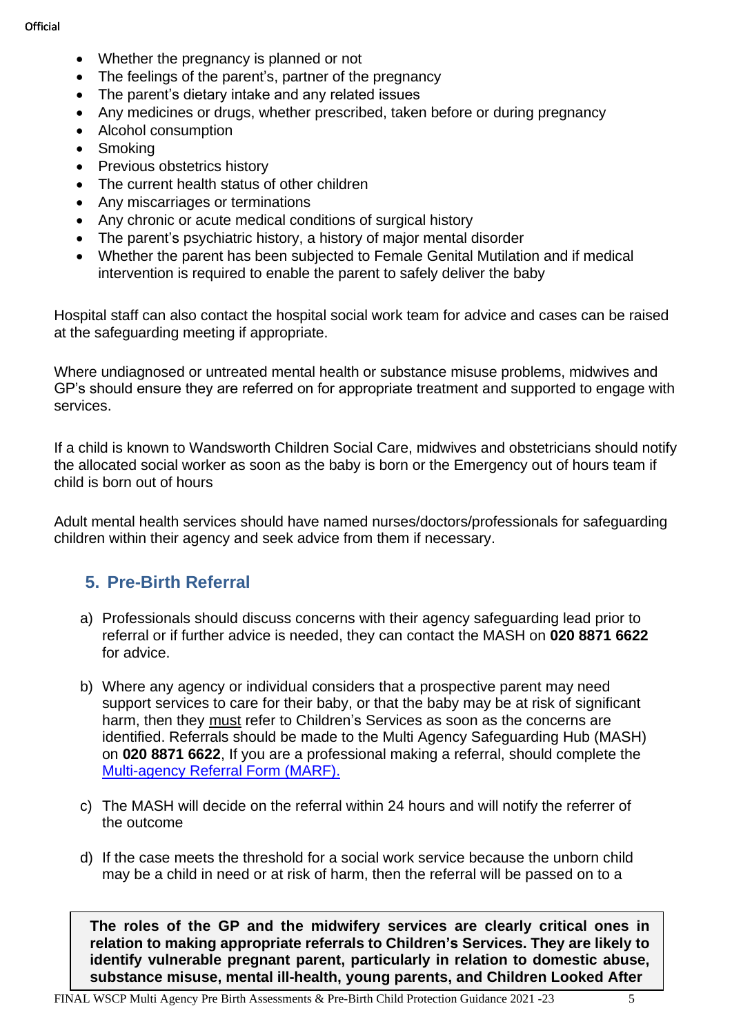- Whether the pregnancy is planned or not
- The feelings of the parent's, partner of the pregnancy
- The parent's dietary intake and any related issues
- Any medicines or drugs, whether prescribed, taken before or during pregnancy
- Alcohol consumption
- Smoking
- Previous obstetrics history
- The current health status of other children
- Any miscarriages or terminations
- Any chronic or acute medical conditions of surgical history
- The parent's psychiatric history, a history of major mental disorder
- Whether the parent has been subjected to Female Genital Mutilation and if medical intervention is required to enable the parent to safely deliver the baby

Hospital staff can also contact the hospital social work team for advice and cases can be raised at the safeguarding meeting if appropriate.

Where undiagnosed or untreated mental health or substance misuse problems, midwives and GP's should ensure they are referred on for appropriate treatment and supported to engage with services.

If a child is known to Wandsworth Children Social Care, midwives and obstetricians should notify the allocated social worker as soon as the baby is born or the Emergency out of hours team if child is born out of hours

Adult mental health services should have named nurses/doctors/professionals for safeguarding children within their agency and seek advice from them if necessary.

## 5. Pre-Birth Referral

a) Professionals should discuss concerns with their agency safeguarding lead prior to referral or if further advice is needed, they can contact the MASH on **020 8871 6622** for advice.

b) Where any agency or individual considers that a prospective parent may need support services to care for their baby, or that the baby may be at risk of significant harm, then they must refer to Children's Services as soon as the concerns are identified. Referrals should be made to the Multi Agency Safeguarding Hub (MASH) on **020 8871 6622**, If you are a professional making a referral, should complete the Multi-agency Referral Form (MARF).

c) The MASH will decide on the referral within 24 hours and will notify the referrer of the outcome

d) If the case meets the threshold for a social work service because the unborn child may be a child in need or at risk of harm, then the referral will be passed on to a

**The roles of the GP and the midwifery services are clearly critical ones in relation to making appropriate referrals to Children's Services. They are likely to identify vulnerable pregnant parent, particularly in relation to domestic abuse, substance misuse, mental ill-health, young parents, and Children Looked After**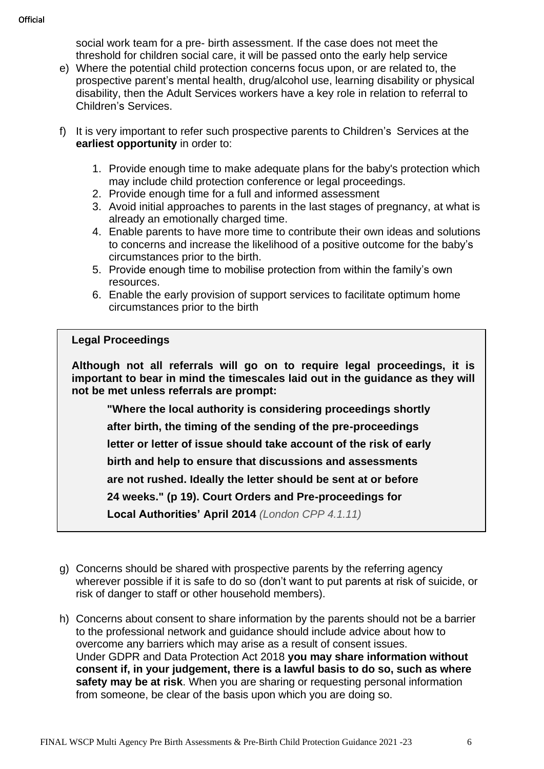social work team for a pre- birth assessment. If the case does not meet the threshold for children social care, it will be passed onto the early help service

e) Where the potential child protection concerns focus upon, or are related to, the prospective parent's mental health, drug/alcohol use, learning disability or physical disability, then the Adult Services workers have a key role in relation to referral to Children's Services.

f) It is very important to refer such prospective parents to Children's Services at the **earliest opportunity** in order to:

   1. Provide enough time to make adequate plans for the baby's protection which may include child protection conference or legal proceedings.
   2. Provide enough time for a full and informed assessment
   3. Avoid initial approaches to parents in the last stages of pregnancy, at what is already an emotionally charged time.
   4. Enable parents to have more time to contribute their own ideas and solutions to concerns and increase the likelihood of a positive outcome for the baby's circumstances prior to the birth.
   5. Provide enough time to mobilise protection from within the family's own resources.
   6. Enable the early provision of support services to facilitate optimum home circumstances prior to the birth

**Legal Proceedings**

**Although not all referrals will go on to require legal proceedings, it is important to bear in mind the timescales laid out in the guidance as they will not be met unless referrals are prompt:**

> **"Where the local authority is considering proceedings shortly after birth, the timing of the sending of the pre-proceedings letter or letter of issue should take account of the risk of early birth and help to ensure that discussions and assessments are not rushed. Ideally the letter should be sent at or before 24 weeks." (p 19). Court Orders and Pre-proceedings for Local Authorities' April 2014** *(London CPP 4.1.11)*

g) Concerns should be shared with prospective parents by the referring agency wherever possible if it is safe to do so (don't want to put parents at risk of suicide, or risk of danger to staff or other household members).

h) Concerns about consent to share information by the parents should not be a barrier to the professional network and guidance should include advice about how to overcome any barriers which may arise as a result of consent issues. Under GDPR and Data Protection Act 2018 **you may share information without consent if, in your judgement, there is a lawful basis to do so, such as where safety may be at risk**. When you are sharing or requesting personal information from someone, be clear of the basis upon which you are doing so.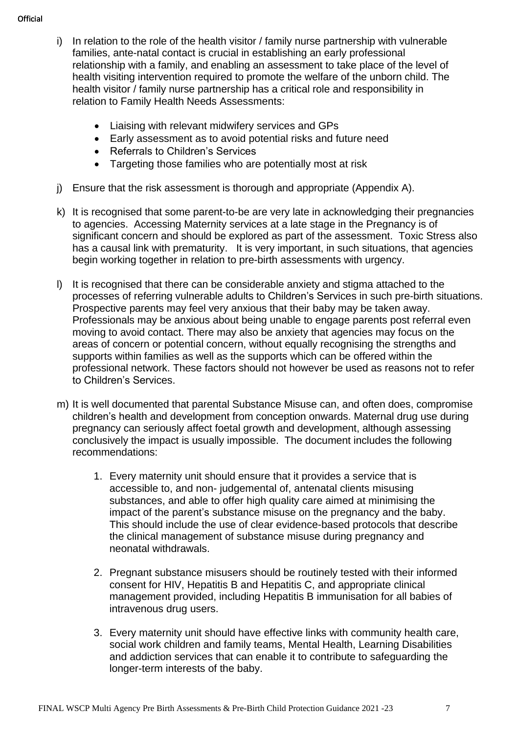i) In relation to the role of the health visitor / family nurse partnership with vulnerable families, ante-natal contact is crucial in establishing an early professional relationship with a family, and enabling an assessment to take place of the level of health visiting intervention required to promote the welfare of the unborn child. The health visitor / family nurse partnership has a critical role and responsibility in relation to Family Health Needs Assessments:

- Liaising with relevant midwifery services and GPs
- Early assessment as to avoid potential risks and future need
- Referrals to Children's Services
- Targeting those families who are potentially most at risk

j) Ensure that the risk assessment is thorough and appropriate (Appendix A).

k) It is recognised that some parent-to-be are very late in acknowledging their pregnancies to agencies. Accessing Maternity services at a late stage in the Pregnancy is of significant concern and should be explored as part of the assessment. Toxic Stress also has a causal link with prematurity. It is very important, in such situations, that agencies begin working together in relation to pre-birth assessments with urgency.

l) It is recognised that there can be considerable anxiety and stigma attached to the processes of referring vulnerable adults to Children's Services in such pre-birth situations. Prospective parents may feel very anxious that their baby may be taken away. Professionals may be anxious about being unable to engage parents post referral even moving to avoid contact. There may also be anxiety that agencies may focus on the areas of concern or potential concern, without equally recognising the strengths and supports within families as well as the supports which can be offered within the professional network. These factors should not however be used as reasons not to refer to Children's Services.

m) It is well documented that parental Substance Misuse can, and often does, compromise children's health and development from conception onwards. Maternal drug use during pregnancy can seriously affect foetal growth and development, although assessing conclusively the impact is usually impossible. The document includes the following recommendations:

1. Every maternity unit should ensure that it provides a service that is accessible to, and non- judgemental of, antenatal clients misusing substances, and able to offer high quality care aimed at minimising the impact of the parent's substance misuse on the pregnancy and the baby. This should include the use of clear evidence-based protocols that describe the clinical management of substance misuse during pregnancy and neonatal withdrawals.

2. Pregnant substance misusers should be routinely tested with their informed consent for HIV, Hepatitis B and Hepatitis C, and appropriate clinical management provided, including Hepatitis B immunisation for all babies of intravenous drug users.

3. Every maternity unit should have effective links with community health care, social work children and family teams, Mental Health, Learning Disabilities and addiction services that can enable it to contribute to safeguarding the longer-term interests of the baby.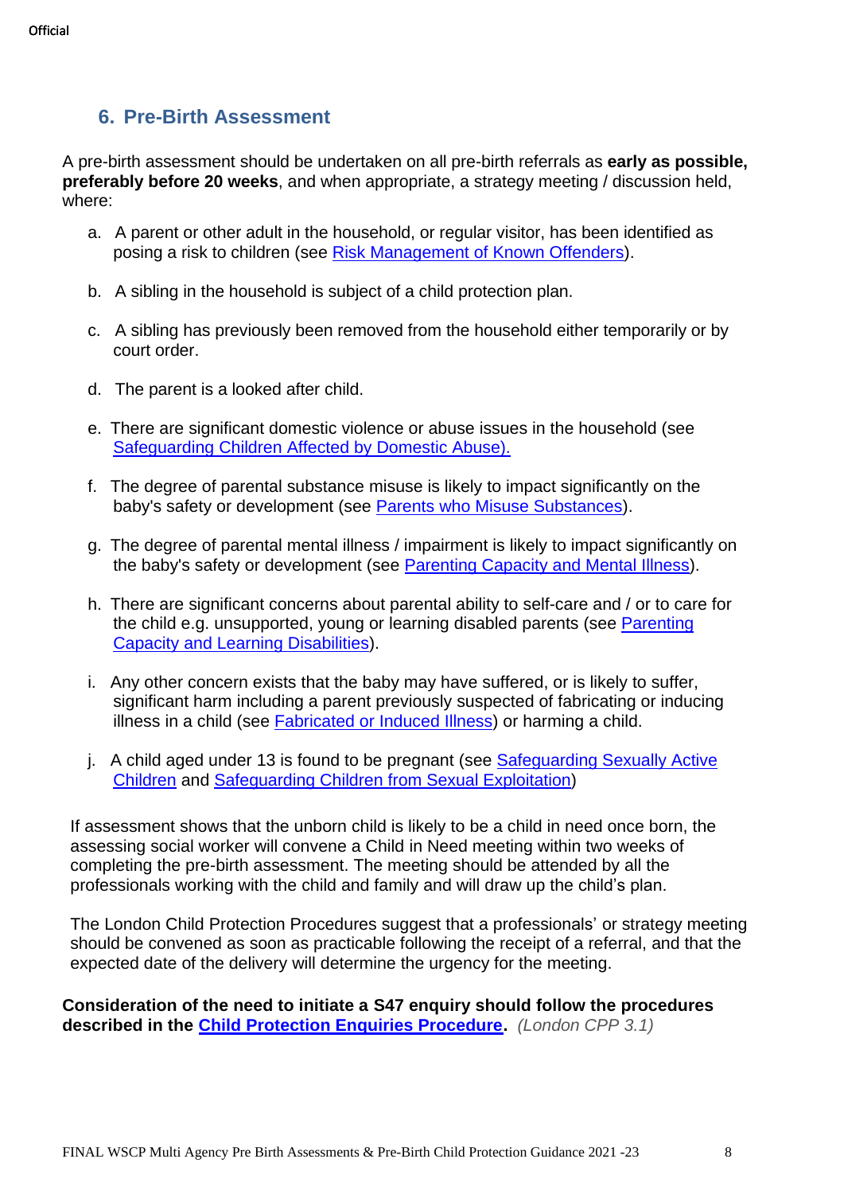## 6. Pre-Birth Assessment

A pre-birth assessment should be undertaken on all pre-birth referrals as **early as possible, preferably before 20 weeks**, and when appropriate, a strategy meeting / discussion held, where:

a. A parent or other adult in the household, or regular visitor, has been identified as posing a risk to children (see Risk Management of Known Offenders).

b. A sibling in the household is subject of a child protection plan.

c. A sibling has previously been removed from the household either temporarily or by court order.

d. The parent is a looked after child.

e. There are significant domestic violence or abuse issues in the household (see Safeguarding Children Affected by Domestic Abuse).

f. The degree of parental substance misuse is likely to impact significantly on the baby's safety or development (see Parents who Misuse Substances).

g. The degree of parental mental illness / impairment is likely to impact significantly on the baby's safety or development (see Parenting Capacity and Mental Illness).

h. There are significant concerns about parental ability to self-care and / or to care for the child e.g. unsupported, young or learning disabled parents (see Parenting Capacity and Learning Disabilities).

i. Any other concern exists that the baby may have suffered, or is likely to suffer, significant harm including a parent previously suspected of fabricating or inducing illness in a child (see Fabricated or Induced Illness) or harming a child.

j. A child aged under 13 is found to be pregnant (see Safeguarding Sexually Active Children and Safeguarding Children from Sexual Exploitation)

If assessment shows that the unborn child is likely to be a child in need once born, the assessing social worker will convene a Child in Need meeting within two weeks of completing the pre-birth assessment. The meeting should be attended by all the professionals working with the child and family and will draw up the child's plan.

The London Child Protection Procedures suggest that a professionals' or strategy meeting should be convened as soon as practicable following the receipt of a referral, and that the expected date of the delivery will determine the urgency for the meeting.

**Consideration of the need to initiate a S47 enquiry should follow the procedures described in the Child Protection Enquiries Procedure.** *(London CPP 3.1)*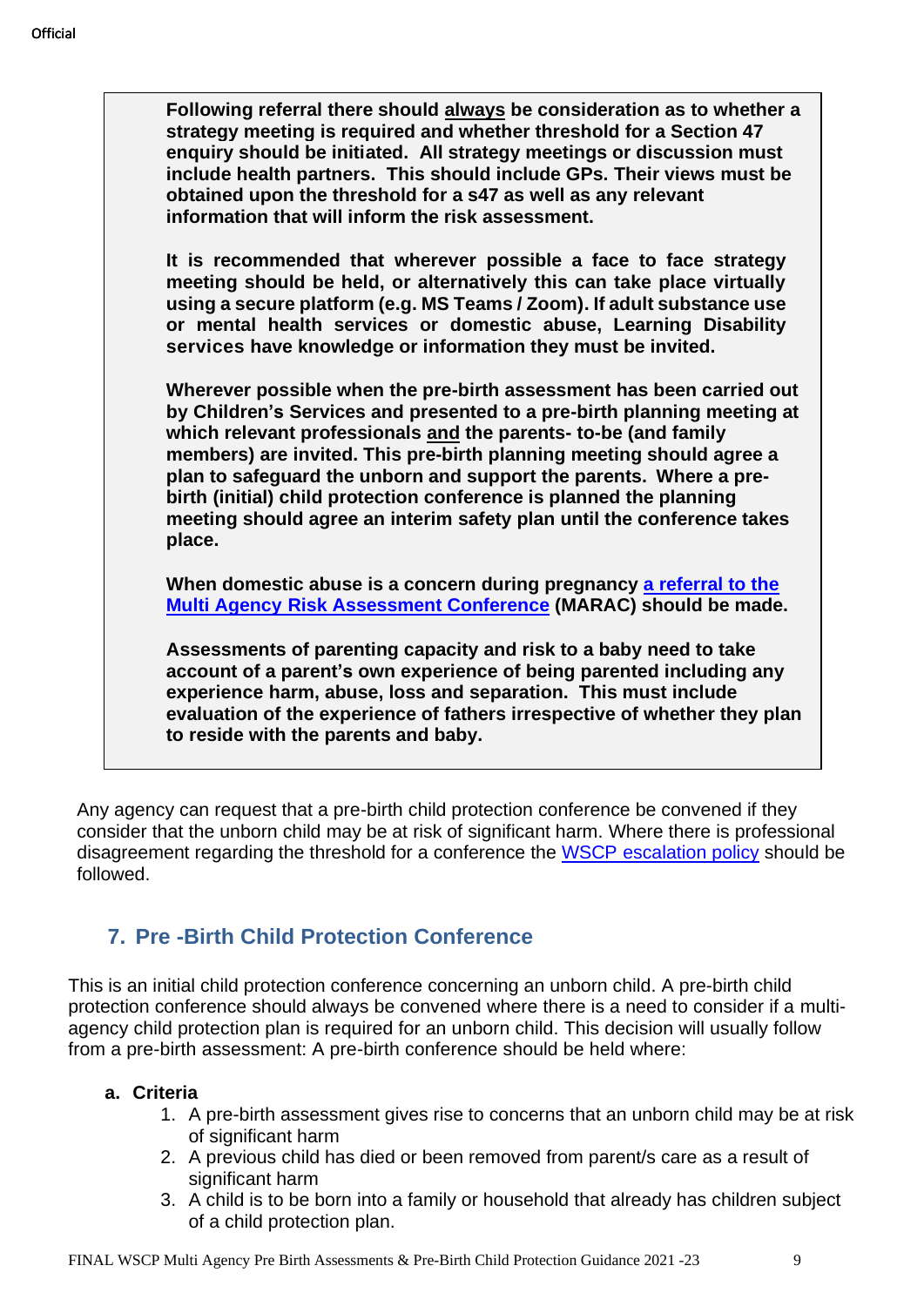**Following referral there should always be consideration as to whether a strategy meeting is required and whether threshold for a Section 47 enquiry should be initiated. All strategy meetings or discussion must include health partners. This should include GPs. Their views must be obtained upon the threshold for a s47 as well as any relevant information that will inform the risk assessment.**

**It is recommended that wherever possible a face to face strategy meeting should be held, or alternatively this can take place virtually using a secure platform (e.g. MS Teams / Zoom). If adult substance use or mental health services or domestic abuse, Learning Disability services have knowledge or information they must be invited.**

**Wherever possible when the pre-birth assessment has been carried out by Children's Services and presented to a pre-birth planning meeting at which relevant professionals and the parents- to-be (and family members) are invited. This pre-birth planning meeting should agree a plan to safeguard the unborn and support the parents. Where a pre-birth (initial) child protection conference is planned the planning meeting should agree an interim safety plan until the conference takes place.**

**When domestic abuse is a concern during pregnancy a referral to the Multi Agency Risk Assessment Conference (MARAC) should be made.**

**Assessments of parenting capacity and risk to a baby need to take account of a parent's own experience of being parented including any experience harm, abuse, loss and separation. This must include evaluation of the experience of fathers irrespective of whether they plan to reside with the parents and baby.**

Any agency can request that a pre-birth child protection conference be convened if they consider that the unborn child may be at risk of significant harm. Where there is professional disagreement regarding the threshold for a conference the WSCP escalation policy should be followed.

## 7. Pre -Birth Child Protection Conference

This is an initial child protection conference concerning an unborn child. A pre-birth child protection conference should always be convened where there is a need to consider if a multi-agency child protection plan is required for an unborn child. This decision will usually follow from a pre-birth assessment: A pre-birth conference should be held where:

### a. Criteria

1. A pre-birth assessment gives rise to concerns that an unborn child may be at risk of significant harm
2. A previous child has died or been removed from parent/s care as a result of significant harm
3. A child is to be born into a family or household that already has children subject of a child protection plan.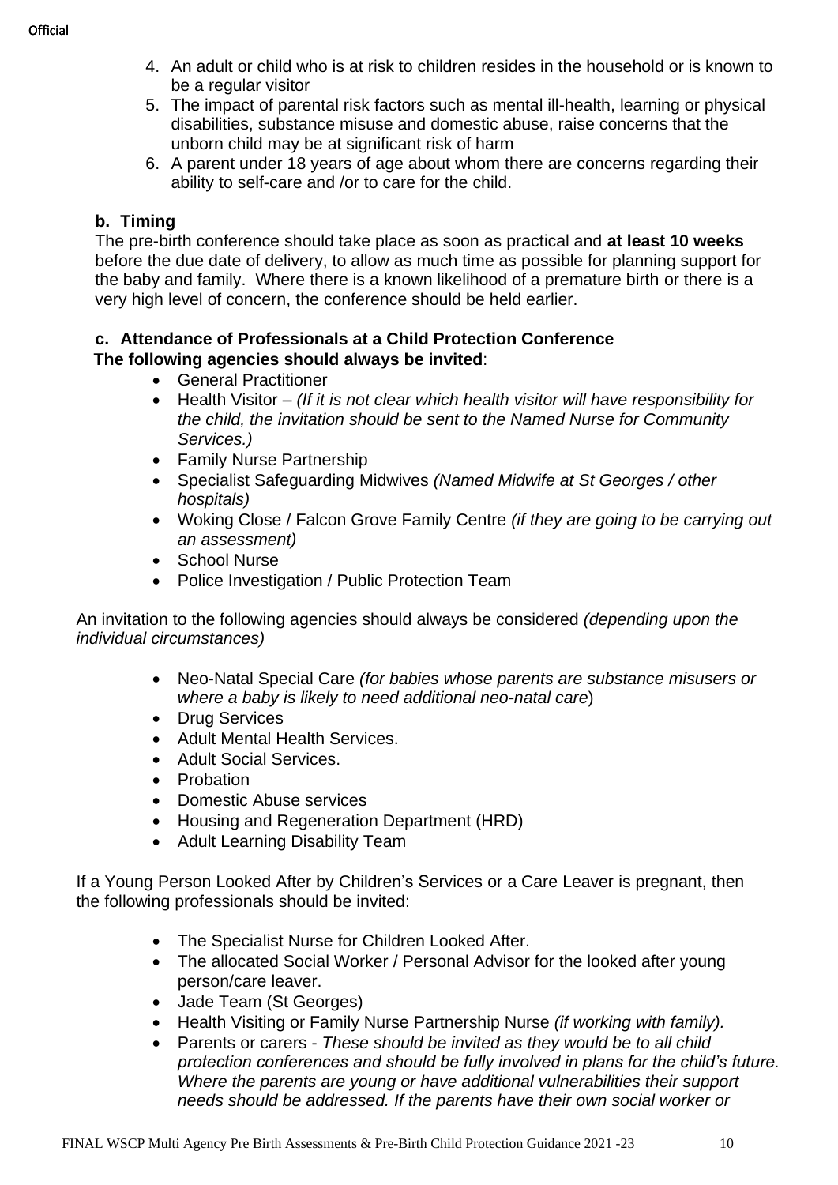4. An adult or child who is at risk to children resides in the household or is known to be a regular visitor
5. The impact of parental risk factors such as mental ill-health, learning or physical disabilities, substance misuse and domestic abuse, raise concerns that the unborn child may be at significant risk of harm
6. A parent under 18 years of age about whom there are concerns regarding their ability to self-care and /or to care for the child.

### b. Timing

The pre-birth conference should take place as soon as practical and **at least 10 weeks** before the due date of delivery, to allow as much time as possible for planning support for the baby and family. Where there is a known likelihood of a premature birth or there is a very high level of concern, the conference should be held earlier.

### c. Attendance of Professionals at a Child Protection Conference

**The following agencies should always be invited**:

- General Practitioner
- Health Visitor – *(If it is not clear which health visitor will have responsibility for the child, the invitation should be sent to the Named Nurse for Community Services.)*
- Family Nurse Partnership
- Specialist Safeguarding Midwives *(Named Midwife at St Georges / other hospitals)*
- Woking Close / Falcon Grove Family Centre *(if they are going to be carrying out an assessment)*
- School Nurse
- Police Investigation / Public Protection Team

An invitation to the following agencies should always be considered *(depending upon the individual circumstances)*

- Neo-Natal Special Care *(for babies whose parents are substance misusers or where a baby is likely to need additional neo-natal care*)
- Drug Services
- Adult Mental Health Services.
- Adult Social Services.
- Probation
- Domestic Abuse services
- Housing and Regeneration Department (HRD)
- Adult Learning Disability Team

If a Young Person Looked After by Children's Services or a Care Leaver is pregnant, then the following professionals should be invited:

- The Specialist Nurse for Children Looked After.
- The allocated Social Worker / Personal Advisor for the looked after young person/care leaver.
- Jade Team (St Georges)
- Health Visiting or Family Nurse Partnership Nurse *(if working with family).*
- Parents or carers - *These should be invited as they would be to all child protection conferences and should be fully involved in plans for the child's future. Where the parents are young or have additional vulnerabilities their support needs should be addressed. If the parents have their own social worker or*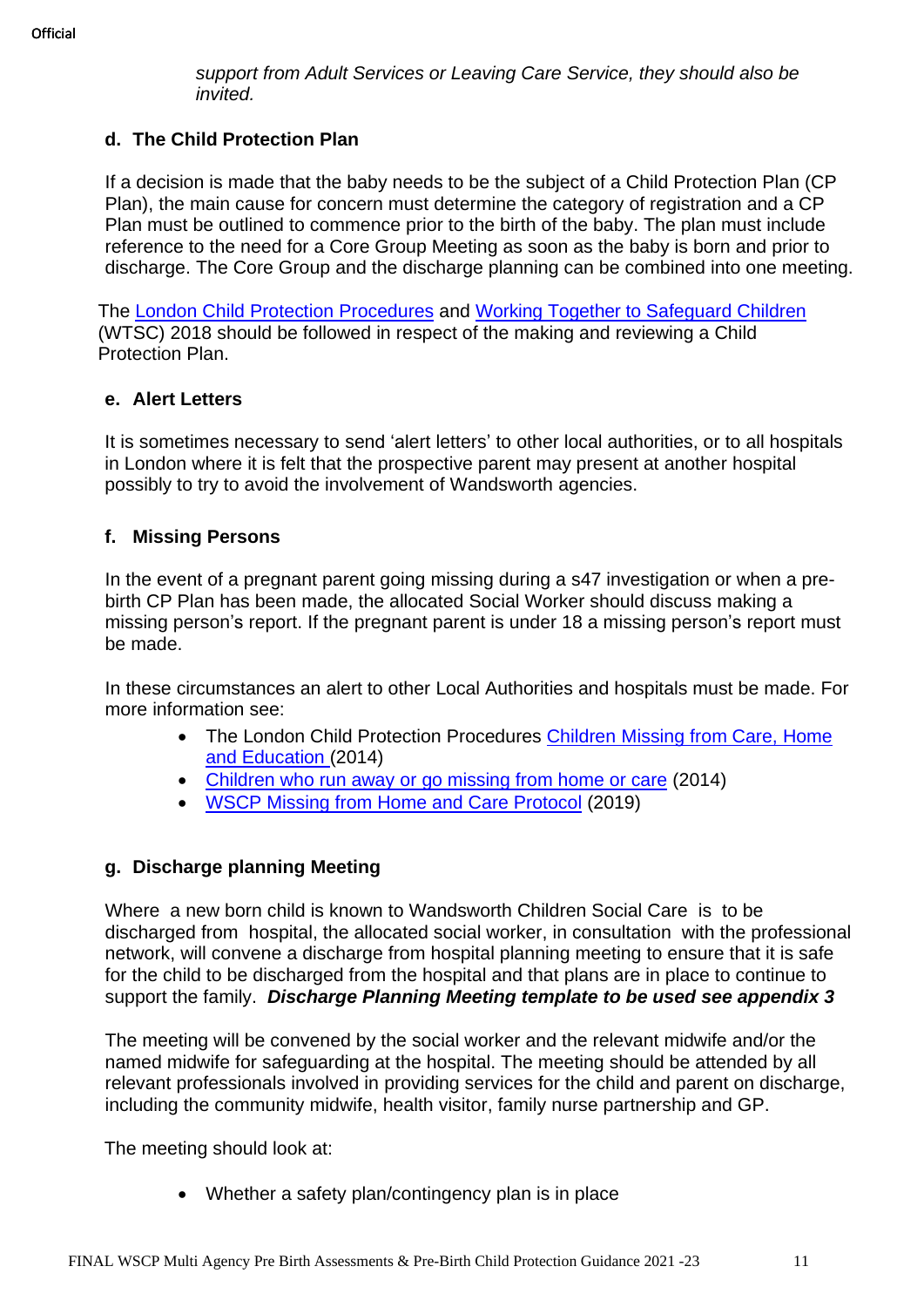*support from Adult Services or Leaving Care Service, they should also be invited.*

### d. The Child Protection Plan

If a decision is made that the baby needs to be the subject of a Child Protection Plan (CP Plan), the main cause for concern must determine the category of registration and a CP Plan must be outlined to commence prior to the birth of the baby. The plan must include reference to the need for a Core Group Meeting as soon as the baby is born and prior to discharge. The Core Group and the discharge planning can be combined into one meeting.

The London Child Protection Procedures and Working Together to Safeguard Children (WTSC) 2018 should be followed in respect of the making and reviewing a Child Protection Plan.

### e. Alert Letters

It is sometimes necessary to send 'alert letters' to other local authorities, or to all hospitals in London where it is felt that the prospective parent may present at another hospital possibly to try to avoid the involvement of Wandsworth agencies.

### f. Missing Persons

In the event of a pregnant parent going missing during a s47 investigation or when a pre-birth CP Plan has been made, the allocated Social Worker should discuss making a missing person's report. If the pregnant parent is under 18 a missing person's report must be made.

In these circumstances an alert to other Local Authorities and hospitals must be made. For more information see:

- The London Child Protection Procedures Children Missing from Care, Home and Education (2014)
- Children who run away or go missing from home or care (2014)
- WSCP Missing from Home and Care Protocol (2019)

### g. Discharge planning Meeting

Where a new born child is known to Wandsworth Children Social Care is to be discharged from hospital, the allocated social worker, in consultation with the professional network, will convene a discharge from hospital planning meeting to ensure that it is safe for the child to be discharged from the hospital and that plans are in place to continue to support the family. ***Discharge Planning Meeting template to be used see appendix 3***

The meeting will be convened by the social worker and the relevant midwife and/or the named midwife for safeguarding at the hospital. The meeting should be attended by all relevant professionals involved in providing services for the child and parent on discharge, including the community midwife, health visitor, family nurse partnership and GP.

The meeting should look at:

- Whether a safety plan/contingency plan is in place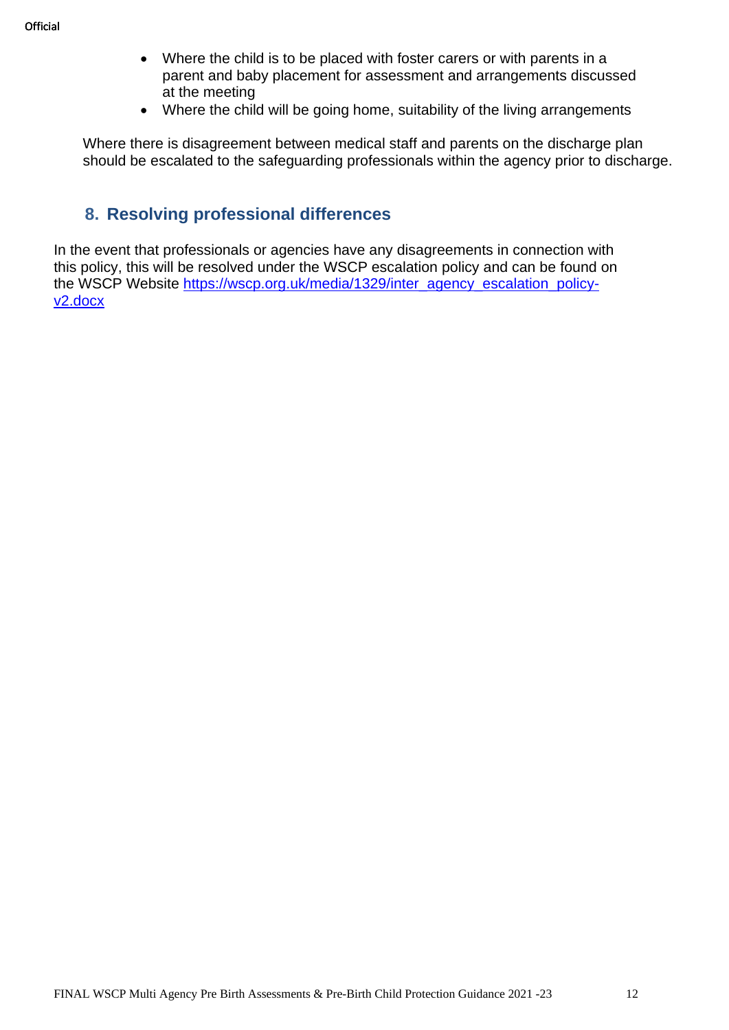- Where the child is to be placed with foster carers or with parents in a parent and baby placement for assessment and arrangements discussed at the meeting
- Where the child will be going home, suitability of the living arrangements

Where there is disagreement between medical staff and parents on the discharge plan should be escalated to the safeguarding professionals within the agency prior to discharge.

## 8. Resolving professional differences

In the event that professionals or agencies have any disagreements in connection with this policy, this will be resolved under the WSCP escalation policy and can be found on the WSCP Website [https://wscp.org.uk/media/1329/inter_agency_escalation_policy-v2.docx](https://wscp.org.uk/media/1329/inter_agency_escalation_policy-v2.docx)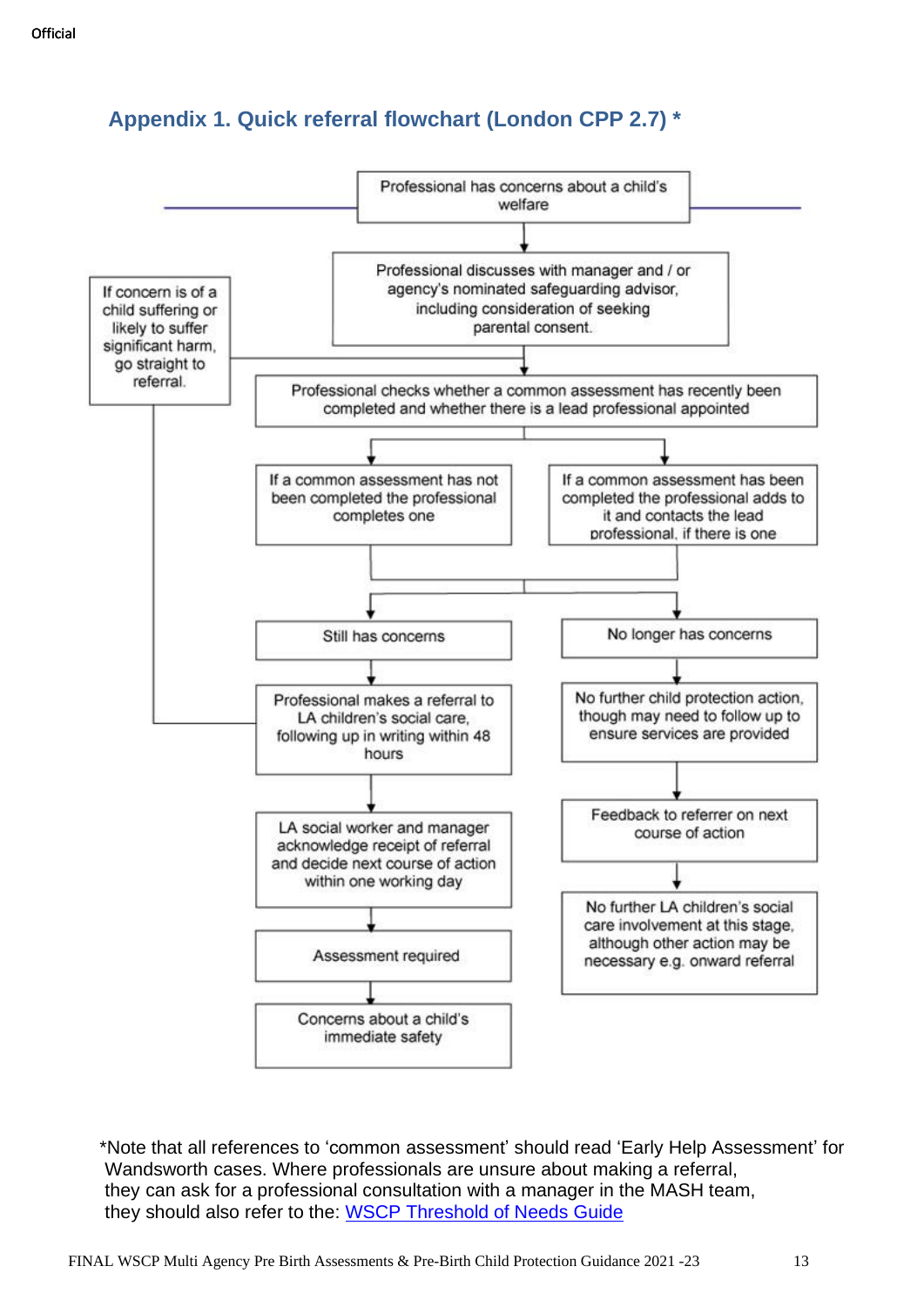## Appendix 1. Quick referral flowchart (London CPP 2.7) *

Professional has concerns about a child's welfare

Professional discusses with manager and / or agency's nominated safeguarding advisor, including consideration of seeking parental consent.

If concern is of a child suffering or likely to suffer significant harm, go straight to referral.

Professional checks whether a common assessment has recently been completed and whether there is a lead professional appointed

If a common assessment has not been completed the professional completes one

If a common assessment has been completed the professional adds to it and contacts the lead professional, if there is one

Still has concerns

Professional makes a referral to LA children's social care, following up in writing within 48 hours

LA social worker and manager acknowledge receipt of referral and decide next course of action within one working day

Assessment required

Concerns about a child's immediate safety

No longer has concerns

No further child protection action, though may need to follow up to ensure services are provided

Feedback to referrer on next course of action

No further LA children's social care involvement at this stage, although other action may be necessary e.g. onward referral

*Note that all references to 'common assessment' should read 'Early Help Assessment' for Wandsworth cases. Where professionals are unsure about making a referral, they can ask for a professional consultation with a manager in the MASH team, they should also refer to the: [WSCP Threshold of Needs Guide]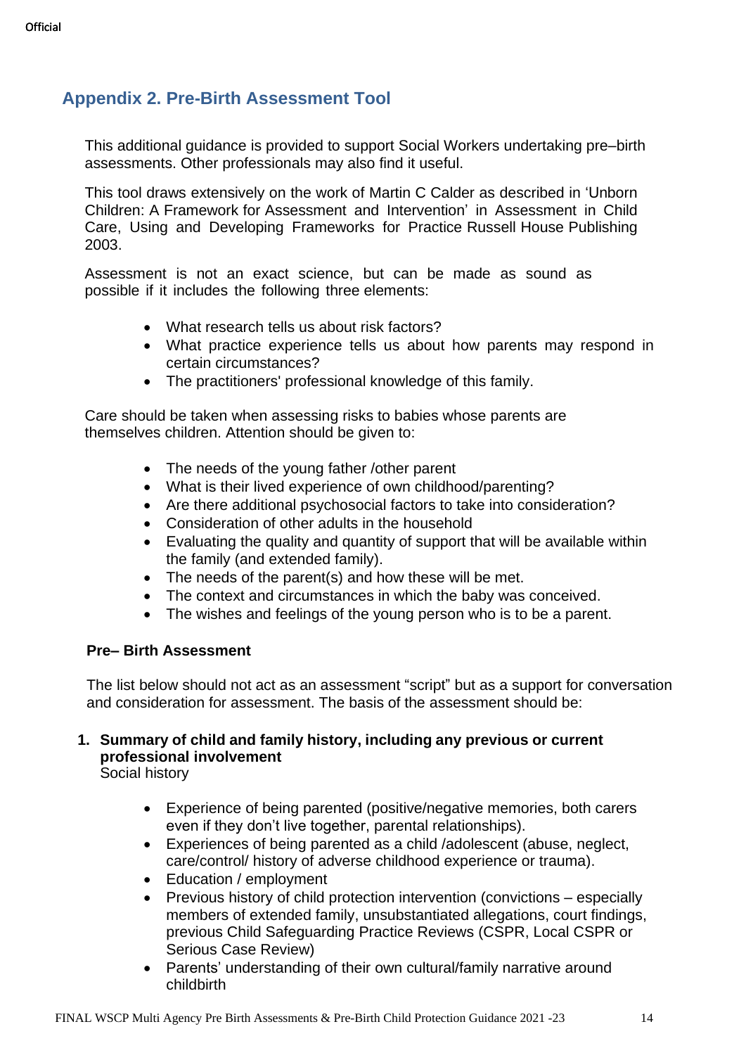## Appendix 2. Pre-Birth Assessment Tool

This additional guidance is provided to support Social Workers undertaking pre–birth assessments. Other professionals may also find it useful.

This tool draws extensively on the work of Martin C Calder as described in 'Unborn Children: A Framework for Assessment and Intervention' in Assessment in Child Care, Using and Developing Frameworks for Practice Russell House Publishing 2003.

Assessment is not an exact science, but can be made as sound as possible if it includes the following three elements:

- What research tells us about risk factors?
- What practice experience tells us about how parents may respond in certain circumstances?
- The practitioners' professional knowledge of this family.

Care should be taken when assessing risks to babies whose parents are themselves children. Attention should be given to:

- The needs of the young father /other parent
- What is their lived experience of own childhood/parenting?
- Are there additional psychosocial factors to take into consideration?
- Consideration of other adults in the household
- Evaluating the quality and quantity of support that will be available within the family (and extended family).
- The needs of the parent(s) and how these will be met.
- The context and circumstances in which the baby was conceived.
- The wishes and feelings of the young person who is to be a parent.

### Pre– Birth Assessment

The list below should not act as an assessment "script" but as a support for conversation and consideration for assessment. The basis of the assessment should be:

1. **Summary of child and family history, including any previous or current professional involvement**
   Social history

   - Experience of being parented (positive/negative memories, both carers even if they don't live together, parental relationships).
   - Experiences of being parented as a child /adolescent (abuse, neglect, care/control/ history of adverse childhood experience or trauma).
   - Education / employment
   - Previous history of child protection intervention (convictions – especially members of extended family, unsubstantiated allegations, court findings, previous Child Safeguarding Practice Reviews (CSPR, Local CSPR or Serious Case Review)
   - Parents' understanding of their own cultural/family narrative around childbirth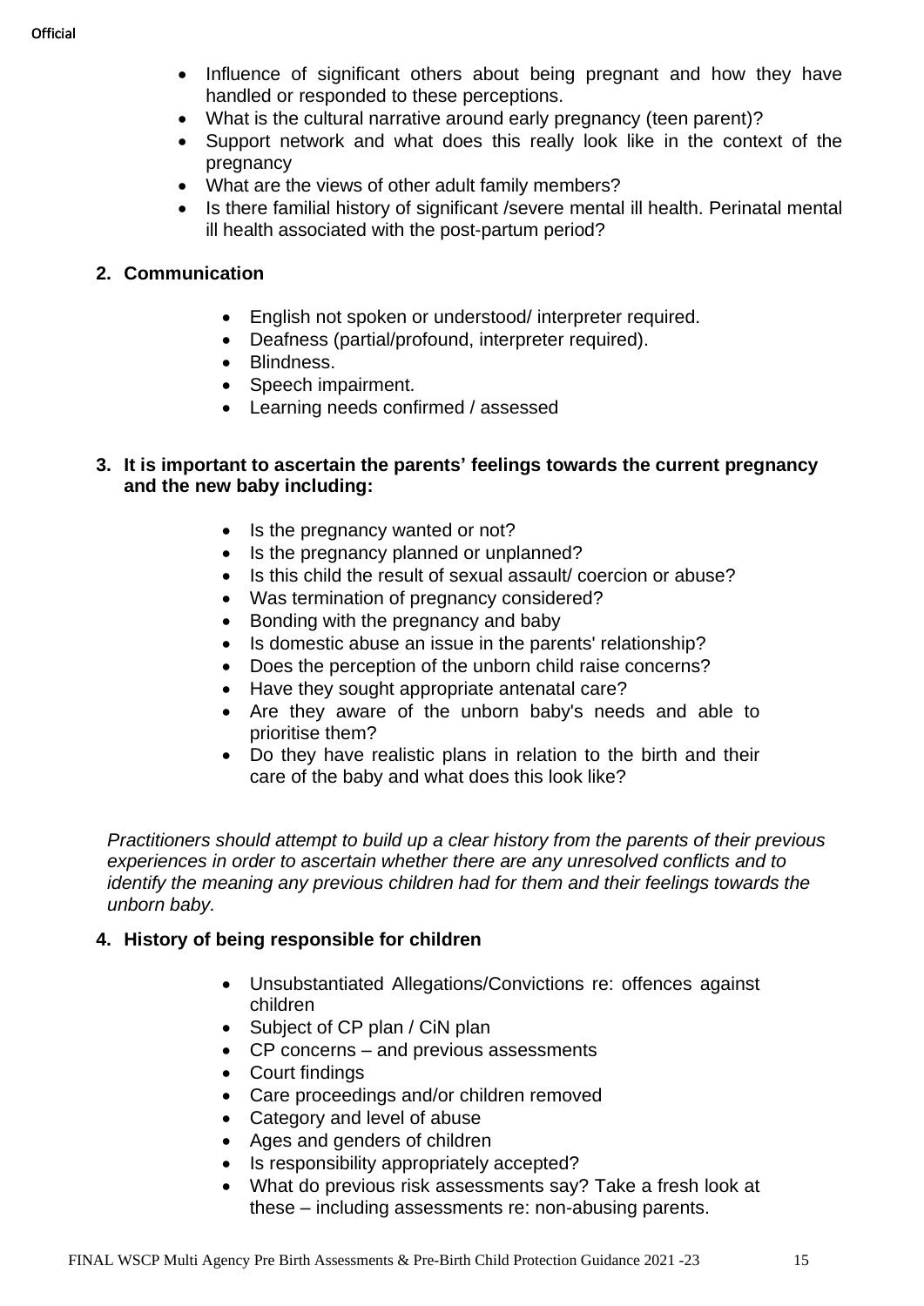- Influence of significant others about being pregnant and how they have handled or responded to these perceptions.
- What is the cultural narrative around early pregnancy (teen parent)?
- Support network and what does this really look like in the context of the pregnancy
- What are the views of other adult family members?
- Is there familial history of significant /severe mental ill health. Perinatal mental ill health associated with the post-partum period?

**2. Communication**

- English not spoken or understood/ interpreter required.
- Deafness (partial/profound, interpreter required).
- Blindness.
- Speech impairment.
- Learning needs confirmed / assessed

**3. It is important to ascertain the parents' feelings towards the current pregnancy and the new baby including:**

- Is the pregnancy wanted or not?
- Is the pregnancy planned or unplanned?
- Is this child the result of sexual assault/ coercion or abuse?
- Was termination of pregnancy considered?
- Bonding with the pregnancy and baby
- Is domestic abuse an issue in the parents' relationship?
- Does the perception of the unborn child raise concerns?
- Have they sought appropriate antenatal care?
- Are they aware of the unborn baby's needs and able to prioritise them?
- Do they have realistic plans in relation to the birth and their care of the baby and what does this look like?

*Practitioners should attempt to build up a clear history from the parents of their previous experiences in order to ascertain whether there are any unresolved conflicts and to identify the meaning any previous children had for them and their feelings towards the unborn baby.*

**4. History of being responsible for children**

- Unsubstantiated Allegations/Convictions re: offences against children
- Subject of CP plan / CiN plan
- CP concerns – and previous assessments
- Court findings
- Care proceedings and/or children removed
- Category and level of abuse
- Ages and genders of children
- Is responsibility appropriately accepted?
- What do previous risk assessments say? Take a fresh look at these – including assessments re: non-abusing parents.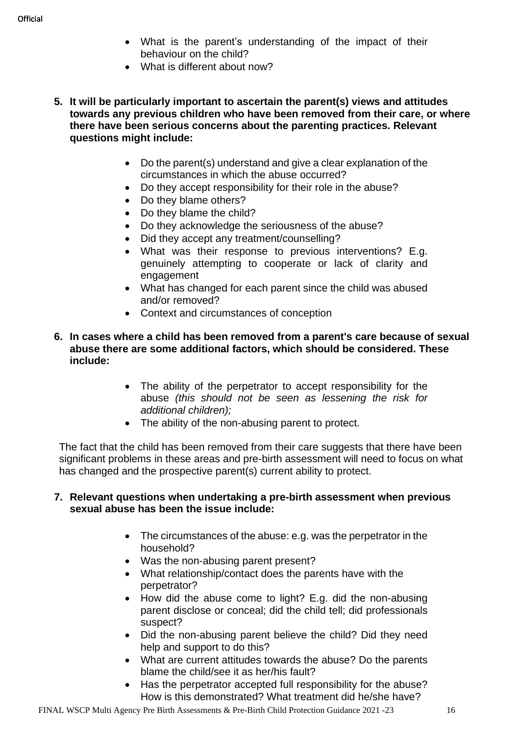- What is the parent's understanding of the impact of their behaviour on the child?
- What is different about now?

5. **It will be particularly important to ascertain the parent(s) views and attitudes towards any previous children who have been removed from their care, or where there have been serious concerns about the parenting practices. Relevant questions might include:**

    - Do the parent(s) understand and give a clear explanation of the circumstances in which the abuse occurred?
    - Do they accept responsibility for their role in the abuse?
    - Do they blame others?
    - Do they blame the child?
    - Do they acknowledge the seriousness of the abuse?
    - Did they accept any treatment/counselling?
    - What was their response to previous interventions? E.g. genuinely attempting to cooperate or lack of clarity and engagement
    - What has changed for each parent since the child was abused and/or removed?
    - Context and circumstances of conception

6. **In cases where a child has been removed from a parent's care because of sexual abuse there are some additional factors, which should be considered. These include:**

    - The ability of the perpetrator to accept responsibility for the abuse *(this should not be seen as lessening the risk for additional children);*
    - The ability of the non-abusing parent to protect.

The fact that the child has been removed from their care suggests that there have been significant problems in these areas and pre-birth assessment will need to focus on what has changed and the prospective parent(s) current ability to protect.

7. **Relevant questions when undertaking a pre-birth assessment when previous sexual abuse has been the issue include:**

    - The circumstances of the abuse: e.g. was the perpetrator in the household?
    - Was the non-abusing parent present?
    - What relationship/contact does the parents have with the perpetrator?
    - How did the abuse come to light? E.g. did the non-abusing parent disclose or conceal; did the child tell; did professionals suspect?
    - Did the non-abusing parent believe the child? Did they need help and support to do this?
    - What are current attitudes towards the abuse? Do the parents blame the child/see it as her/his fault?
    - Has the perpetrator accepted full responsibility for the abuse? How is this demonstrated? What treatment did he/she have?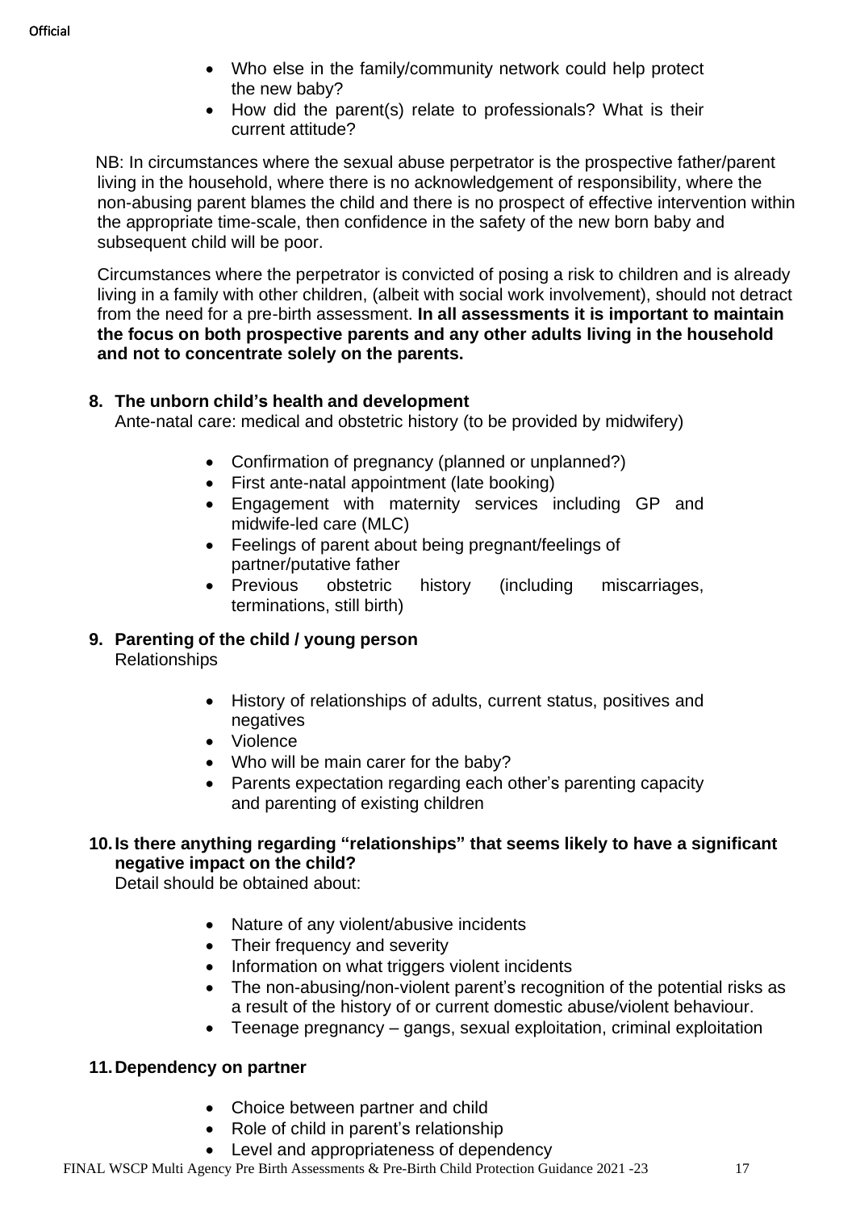- Who else in the family/community network could help protect the new baby?
- How did the parent(s) relate to professionals? What is their current attitude?

NB: In circumstances where the sexual abuse perpetrator is the prospective father/parent living in the household, where there is no acknowledgement of responsibility, where the non-abusing parent blames the child and there is no prospect of effective intervention within the appropriate time-scale, then confidence in the safety of the new born baby and subsequent child will be poor.

Circumstances where the perpetrator is convicted of posing a risk to children and is already living in a family with other children, (albeit with social work involvement), should not detract from the need for a pre-birth assessment. **In all assessments it is important to maintain the focus on both prospective parents and any other adults living in the household and not to concentrate solely on the parents.**

**8. The unborn child's health and development**

Ante-natal care: medical and obstetric history (to be provided by midwifery)

- Confirmation of pregnancy (planned or unplanned?)
- First ante-natal appointment (late booking)
- Engagement with maternity services including GP and midwife-led care (MLC)
- Feelings of parent about being pregnant/feelings of partner/putative father
- Previous obstetric history (including miscarriages, terminations, still birth)

**9. Parenting of the child / young person**

Relationships

- History of relationships of adults, current status, positives and negatives
- Violence
- Who will be main carer for the baby?
- Parents expectation regarding each other's parenting capacity and parenting of existing children

**10. Is there anything regarding "relationships" that seems likely to have a significant negative impact on the child?**

Detail should be obtained about:

- Nature of any violent/abusive incidents
- Their frequency and severity
- Information on what triggers violent incidents
- The non-abusing/non-violent parent's recognition of the potential risks as a result of the history of or current domestic abuse/violent behaviour.
- Teenage pregnancy – gangs, sexual exploitation, criminal exploitation

**11. Dependency on partner**

- Choice between partner and child
- Role of child in parent's relationship
- Level and appropriateness of dependency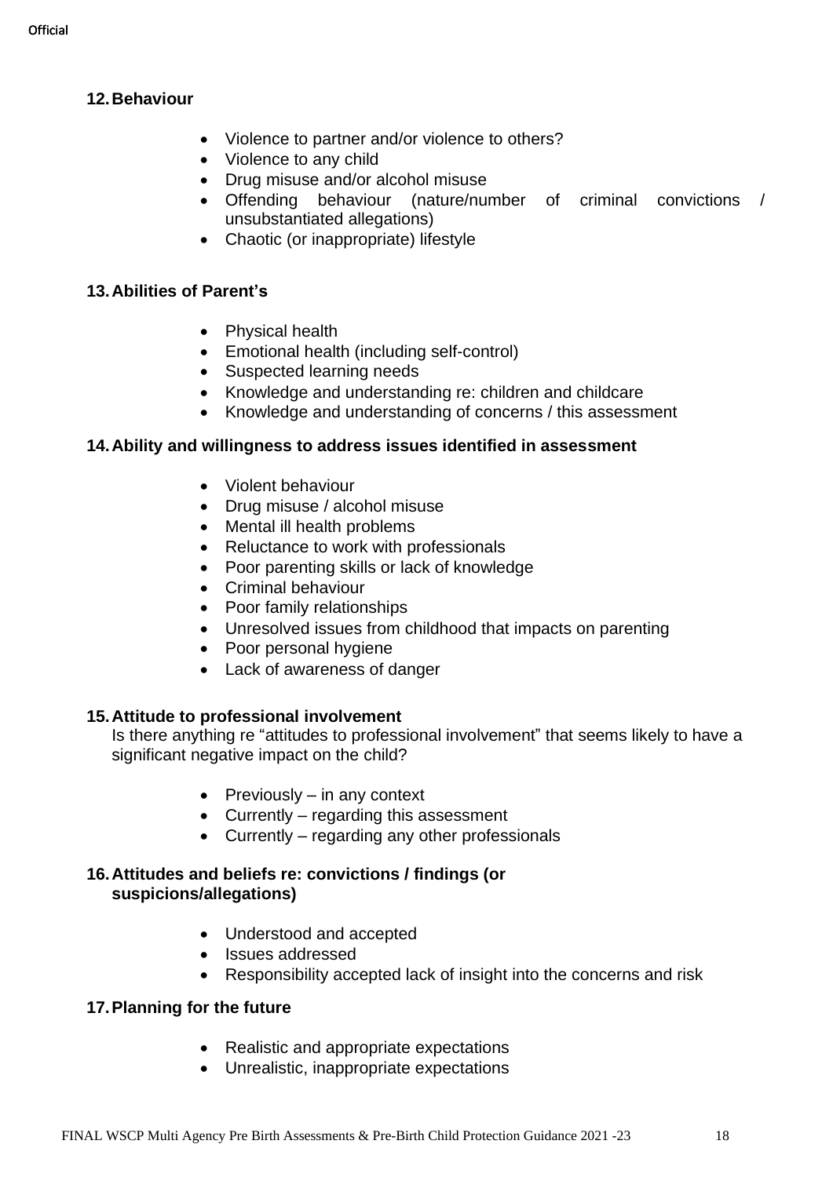## 12. Behaviour

- Violence to partner and/or violence to others?
- Violence to any child
- Drug misuse and/or alcohol misuse
- Offending behaviour (nature/number of criminal convictions / unsubstantiated allegations)
- Chaotic (or inappropriate) lifestyle

## 13. Abilities of Parent's

- Physical health
- Emotional health (including self-control)
- Suspected learning needs
- Knowledge and understanding re: children and childcare
- Knowledge and understanding of concerns / this assessment

## 14. Ability and willingness to address issues identified in assessment

- Violent behaviour
- Drug misuse / alcohol misuse
- Mental ill health problems
- Reluctance to work with professionals
- Poor parenting skills or lack of knowledge
- Criminal behaviour
- Poor family relationships
- Unresolved issues from childhood that impacts on parenting
- Poor personal hygiene
- Lack of awareness of danger

## 15. Attitude to professional involvement

Is there anything re "attitudes to professional involvement" that seems likely to have a significant negative impact on the child?

- Previously – in any context
- Currently – regarding this assessment
- Currently – regarding any other professionals

## 16. Attitudes and beliefs re: convictions / findings (or suspicions/allegations)

- Understood and accepted
- Issues addressed
- Responsibility accepted lack of insight into the concerns and risk

## 17. Planning for the future

- Realistic and appropriate expectations
- Unrealistic, inappropriate expectations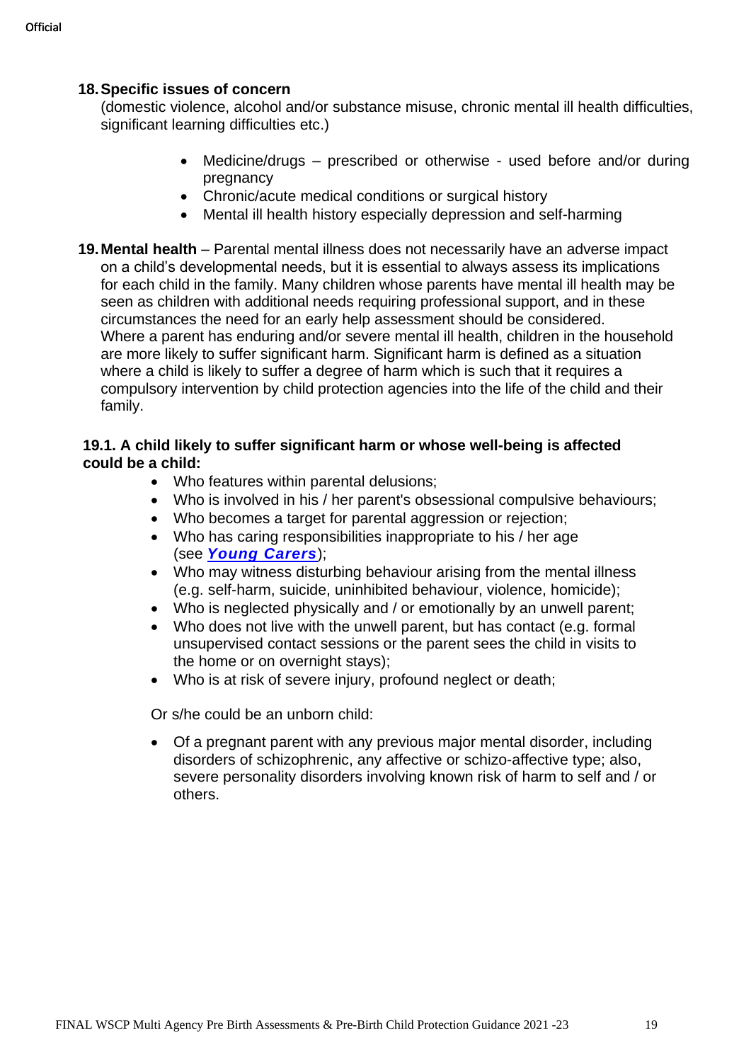**18. Specific issues of concern**

(domestic violence, alcohol and/or substance misuse, chronic mental ill health difficulties, significant learning difficulties etc.)

- Medicine/drugs – prescribed or otherwise - used before and/or during pregnancy
- Chronic/acute medical conditions or surgical history
- Mental ill health history especially depression and self-harming

**19. Mental health** – Parental mental illness does not necessarily have an adverse impact on a child's developmental needs, but it is essential to always assess its implications for each child in the family. Many children whose parents have mental ill health may be seen as children with additional needs requiring professional support, and in these circumstances the need for an early help assessment should be considered. Where a parent has enduring and/or severe mental ill health, children in the household are more likely to suffer significant harm. Significant harm is defined as a situation where a child is likely to suffer a degree of harm which is such that it requires a compulsory intervention by child protection agencies into the life of the child and their family.

**19.1. A child likely to suffer significant harm or whose well-being is affected could be a child:**

- Who features within parental delusions;
- Who is involved in his / her parent's obsessional compulsive behaviours;
- Who becomes a target for parental aggression or rejection;
- Who has caring responsibilities inappropriate to his / her age (see ***Young Carers***);
- Who may witness disturbing behaviour arising from the mental illness (e.g. self-harm, suicide, uninhibited behaviour, violence, homicide);
- Who is neglected physically and / or emotionally by an unwell parent;
- Who does not live with the unwell parent, but has contact (e.g. formal unsupervised contact sessions or the parent sees the child in visits to the home or on overnight stays);
- Who is at risk of severe injury, profound neglect or death;

Or s/he could be an unborn child:

- Of a pregnant parent with any previous major mental disorder, including disorders of schizophrenic, any affective or schizo-affective type; also, severe personality disorders involving known risk of harm to self and / or others.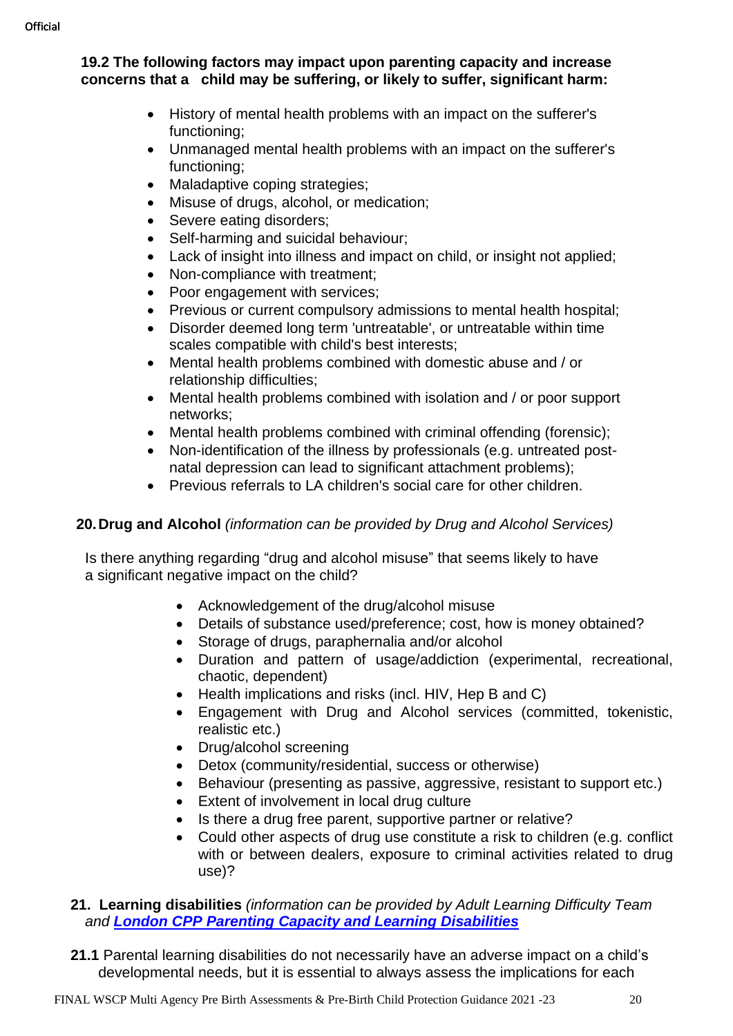**19.2 The following factors may impact upon parenting capacity and increase concerns that a child may be suffering, or likely to suffer, significant harm:**

- History of mental health problems with an impact on the sufferer's functioning;
- Unmanaged mental health problems with an impact on the sufferer's functioning;
- Maladaptive coping strategies;
- Misuse of drugs, alcohol, or medication;
- Severe eating disorders;
- Self-harming and suicidal behaviour;
- Lack of insight into illness and impact on child, or insight not applied;
- Non-compliance with treatment;
- Poor engagement with services;
- Previous or current compulsory admissions to mental health hospital;
- Disorder deemed long term 'untreatable', or untreatable within time scales compatible with child's best interests;
- Mental health problems combined with domestic abuse and / or relationship difficulties;
- Mental health problems combined with isolation and / or poor support networks;
- Mental health problems combined with criminal offending (forensic);
- Non-identification of the illness by professionals (e.g. untreated post-natal depression can lead to significant attachment problems);
- Previous referrals to LA children's social care for other children.

## 20. Drug and Alcohol *(information can be provided by Drug and Alcohol Services)*

Is there anything regarding "drug and alcohol misuse" that seems likely to have a significant negative impact on the child?

- Acknowledgement of the drug/alcohol misuse
- Details of substance used/preference; cost, how is money obtained?
- Storage of drugs, paraphernalia and/or alcohol
- Duration and pattern of usage/addiction (experimental, recreational, chaotic, dependent)
- Health implications and risks (incl. HIV, Hep B and C)
- Engagement with Drug and Alcohol services (committed, tokenistic, realistic etc.)
- Drug/alcohol screening
- Detox (community/residential, success or otherwise)
- Behaviour (presenting as passive, aggressive, resistant to support etc.)
- Extent of involvement in local drug culture
- Is there a drug free parent, supportive partner or relative?
- Could other aspects of drug use constitute a risk to children (e.g. conflict with or between dealers, exposure to criminal activities related to drug use)?

## 21. Learning disabilities *(information can be provided by Adult Learning Difficulty Team and **London CPP Parenting Capacity and Learning Disabilities***

**21.1** Parental learning disabilities do not necessarily have an adverse impact on a child's developmental needs, but it is essential to always assess the implications for each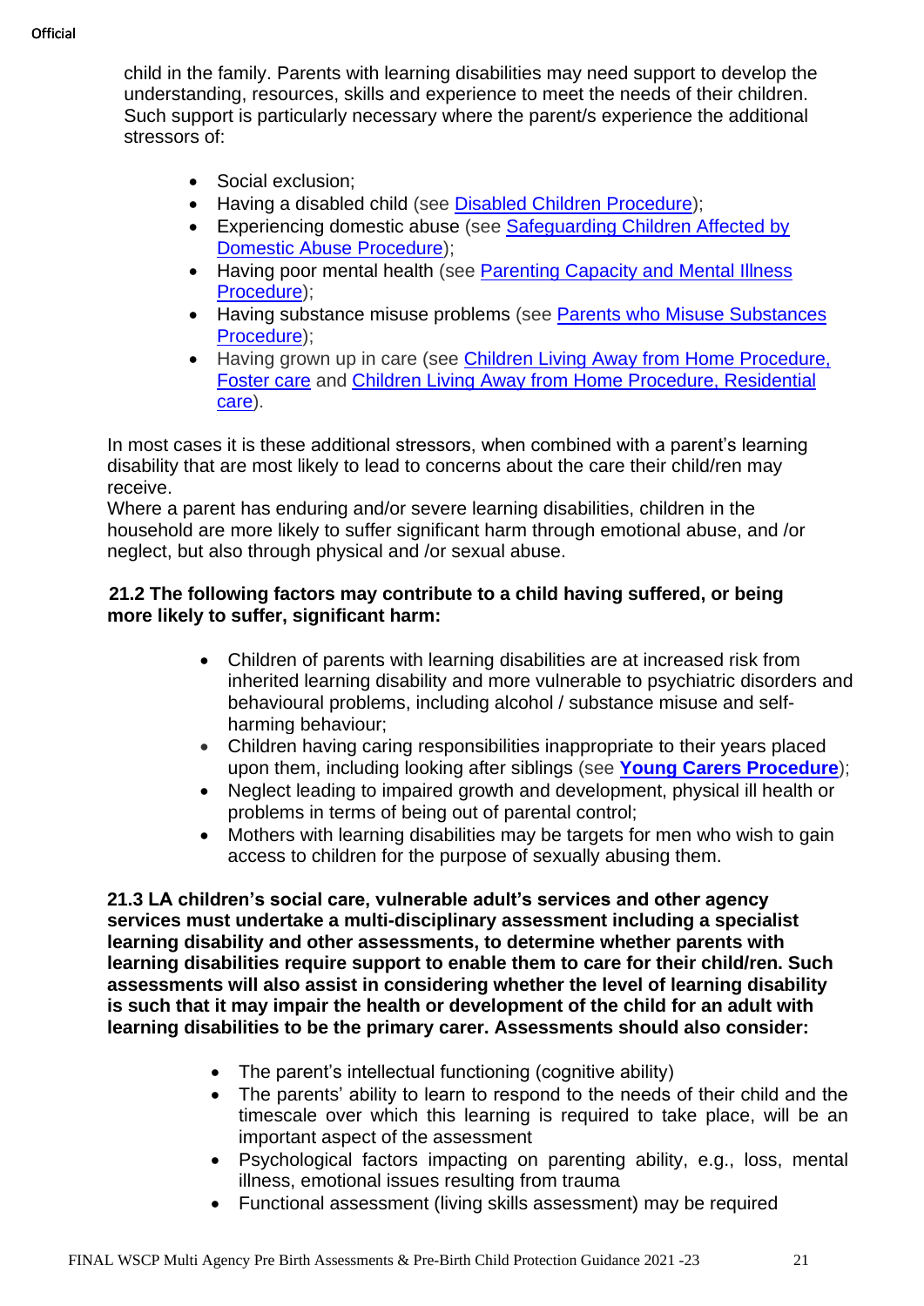child in the family. Parents with learning disabilities may need support to develop the understanding, resources, skills and experience to meet the needs of their children. Such support is particularly necessary where the parent/s experience the additional stressors of:

- Social exclusion;
- Having a disabled child (see Disabled Children Procedure);
- Experiencing domestic abuse (see Safeguarding Children Affected by Domestic Abuse Procedure);
- Having poor mental health (see Parenting Capacity and Mental Illness Procedure);
- Having substance misuse problems (see Parents who Misuse Substances Procedure);
- Having grown up in care (see Children Living Away from Home Procedure, Foster care and Children Living Away from Home Procedure, Residential care).

In most cases it is these additional stressors, when combined with a parent's learning disability that are most likely to lead to concerns about the care their child/ren may receive.

Where a parent has enduring and/or severe learning disabilities, children in the household are more likely to suffer significant harm through emotional abuse, and /or neglect, but also through physical and /or sexual abuse.

**21.2 The following factors may contribute to a child having suffered, or being more likely to suffer, significant harm:**

- Children of parents with learning disabilities are at increased risk from inherited learning disability and more vulnerable to psychiatric disorders and behavioural problems, including alcohol / substance misuse and self-harming behaviour;
- Children having caring responsibilities inappropriate to their years placed upon them, including looking after siblings (see **Young Carers Procedure**);
- Neglect leading to impaired growth and development, physical ill health or problems in terms of being out of parental control;
- Mothers with learning disabilities may be targets for men who wish to gain access to children for the purpose of sexually abusing them.

**21.3 LA children's social care, vulnerable adult's services and other agency services must undertake a multi-disciplinary assessment including a specialist learning disability and other assessments, to determine whether parents with learning disabilities require support to enable them to care for their child/ren. Such assessments will also assist in considering whether the level of learning disability is such that it may impair the health or development of the child for an adult with learning disabilities to be the primary carer. Assessments should also consider:**

- The parent's intellectual functioning (cognitive ability)
- The parents' ability to learn to respond to the needs of their child and the timescale over which this learning is required to take place, will be an important aspect of the assessment
- Psychological factors impacting on parenting ability, e.g., loss, mental illness, emotional issues resulting from trauma
- Functional assessment (living skills assessment) may be required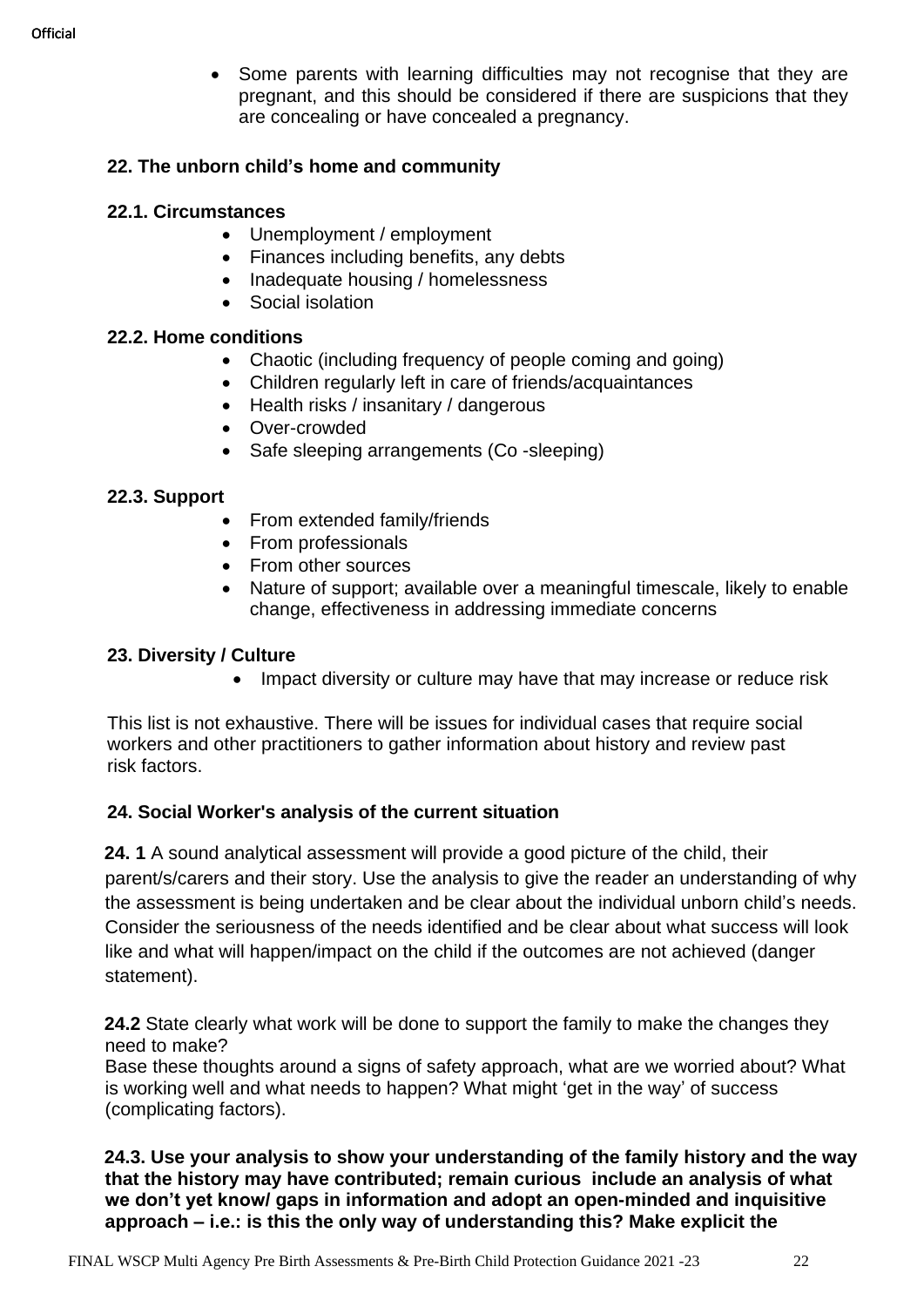- Some parents with learning difficulties may not recognise that they are pregnant, and this should be considered if there are suspicions that they are concealing or have concealed a pregnancy.

## 22. The unborn child's home and community

### 22.1. Circumstances

- Unemployment / employment
- Finances including benefits, any debts
- Inadequate housing / homelessness
- Social isolation

### 22.2. Home conditions

- Chaotic (including frequency of people coming and going)
- Children regularly left in care of friends/acquaintances
- Health risks / insanitary / dangerous
- Over-crowded
- Safe sleeping arrangements (Co -sleeping)

### 22.3. Support

- From extended family/friends
- From professionals
- From other sources
- Nature of support; available over a meaningful timescale, likely to enable change, effectiveness in addressing immediate concerns

## 23. Diversity / Culture

- Impact diversity or culture may have that may increase or reduce risk

This list is not exhaustive. There will be issues for individual cases that require social workers and other practitioners to gather information about history and review past risk factors.

## 24. Social Worker's analysis of the current situation

**24. 1** A sound analytical assessment will provide a good picture of the child, their parent/s/carers and their story. Use the analysis to give the reader an understanding of why the assessment is being undertaken and be clear about the individual unborn child's needs. Consider the seriousness of the needs identified and be clear about what success will look like and what will happen/impact on the child if the outcomes are not achieved (danger statement).

**24.2** State clearly what work will be done to support the family to make the changes they need to make?
Base these thoughts around a signs of safety approach, what are we worried about? What is working well and what needs to happen? What might 'get in the way' of success (complicating factors).

**24.3. Use your analysis to show your understanding of the family history and the way that the history may have contributed; remain curious include an analysis of what we don't yet know/ gaps in information and adopt an open-minded and inquisitive approach – i.e.: is this the only way of understanding this? Make explicit the**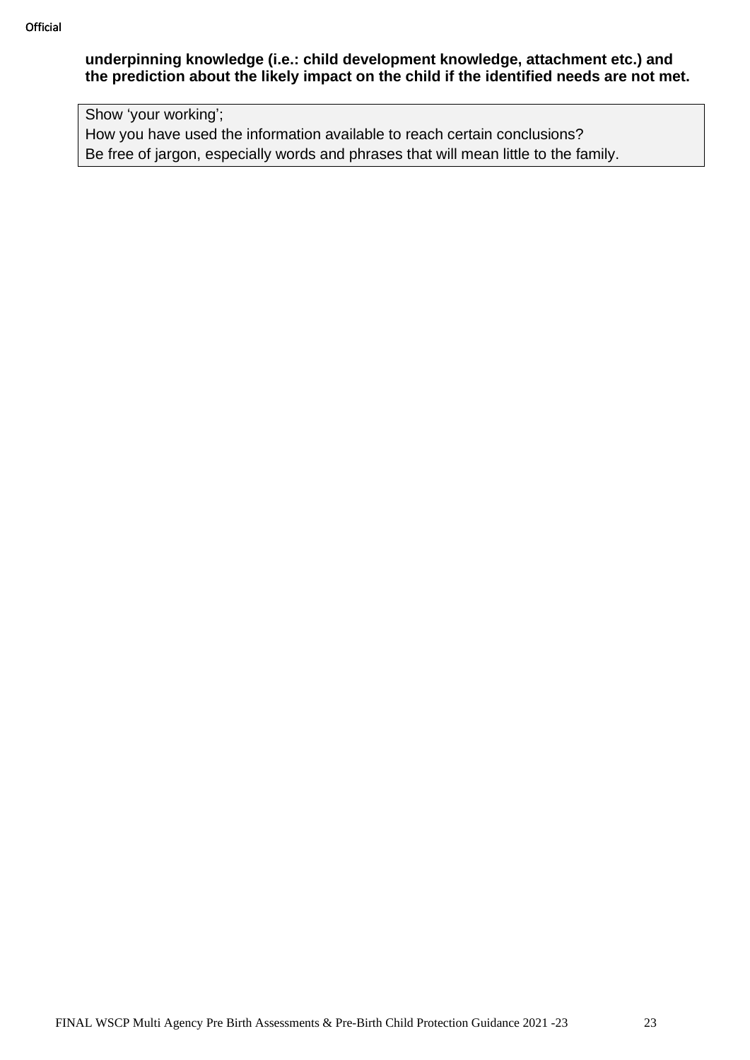**underpinning knowledge (i.e.: child development knowledge, attachment etc.) and the prediction about the likely impact on the child if the identified needs are not met.**

| |
|---|
| Show 'your working';<br>How you have used the information available to reach certain conclusions?<br>Be free of jargon, especially words and phrases that will mean little to the family. |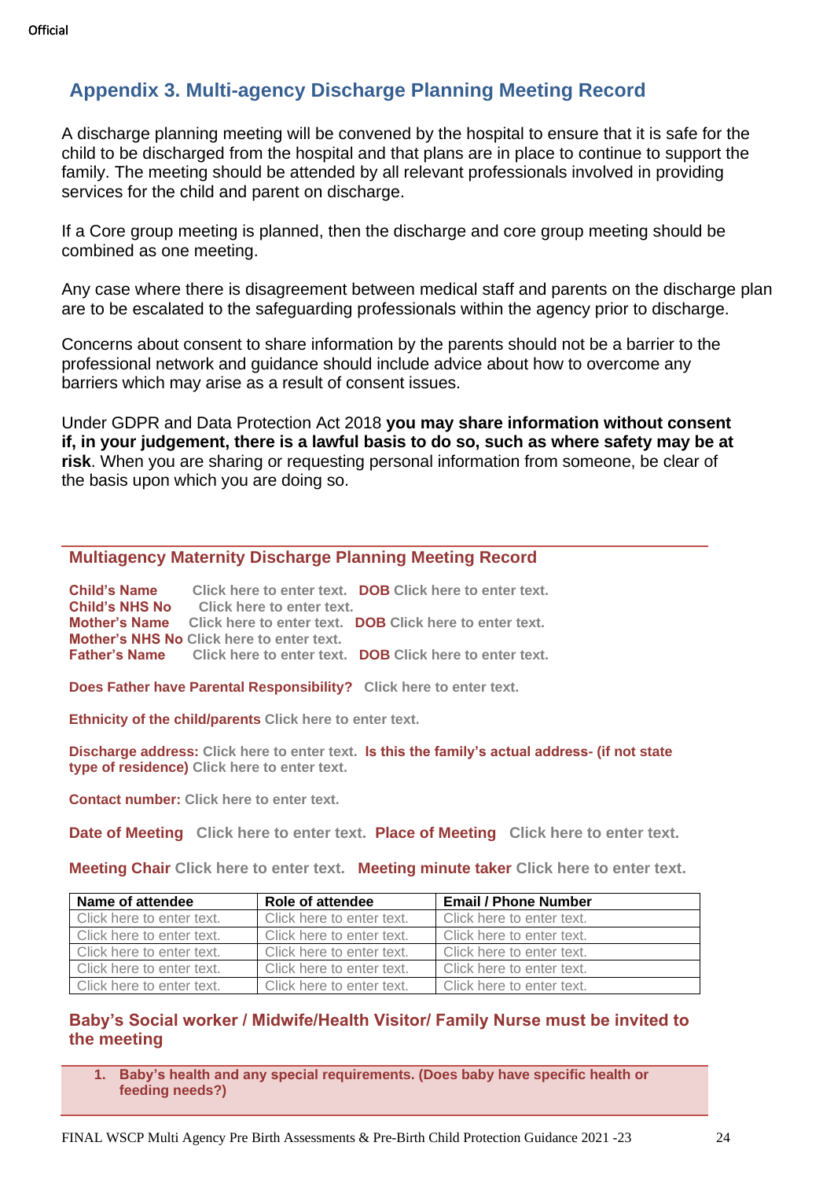## Appendix 3. Multi-agency Discharge Planning Meeting Record

A discharge planning meeting will be convened by the hospital to ensure that it is safe for the child to be discharged from the hospital and that plans are in place to continue to support the family. The meeting should be attended by all relevant professionals involved in providing services for the child and parent on discharge.

If a Core group meeting is planned, then the discharge and core group meeting should be combined as one meeting.

Any case where there is disagreement between medical staff and parents on the discharge plan are to be escalated to the safeguarding professionals within the agency prior to discharge.

Concerns about consent to share information by the parents should not be a barrier to the professional network and guidance should include advice about how to overcome any barriers which may arise as a result of consent issues.

Under GDPR and Data Protection Act 2018 **you may share information without consent if, in your judgement, there is a lawful basis to do so, such as where safety may be at risk**. When you are sharing or requesting personal information from someone, be clear of the basis upon which you are doing so.

### Multiagency Maternity Discharge Planning Meeting Record

**Child's Name** Click here to enter text. **DOB** Click here to enter text.
**Child's NHS No** Click here to enter text.
**Mother's Name** Click here to enter text. **DOB** Click here to enter text.
**Mother's NHS No** Click here to enter text.
**Father's Name** Click here to enter text. **DOB** Click here to enter text.

**Does Father have Parental Responsibility?** Click here to enter text.

**Ethnicity of the child/parents** Click here to enter text.

**Discharge address:** Click here to enter text. **Is this the family's actual address- (if not state type of residence)** Click here to enter text.

**Contact number:** Click here to enter text.

**Date of Meeting** Click here to enter text. **Place of Meeting** Click here to enter text.

**Meeting Chair** Click here to enter text. **Meeting minute taker** Click here to enter text.

| Name of attendee | Role of attendee | Email / Phone Number |
|---|---|---|
| Click here to enter text. | Click here to enter text. | Click here to enter text. |
| Click here to enter text. | Click here to enter text. | Click here to enter text. |
| Click here to enter text. | Click here to enter text. | Click here to enter text. |
| Click here to enter text. | Click here to enter text. | Click here to enter text. |
| Click here to enter text. | Click here to enter text. | Click here to enter text. |

**Baby's Social worker / Midwife/Health Visitor/ Family Nurse must be invited to the meeting**

1. **Baby's health and any special requirements. (Does baby have specific health or feeding needs?)**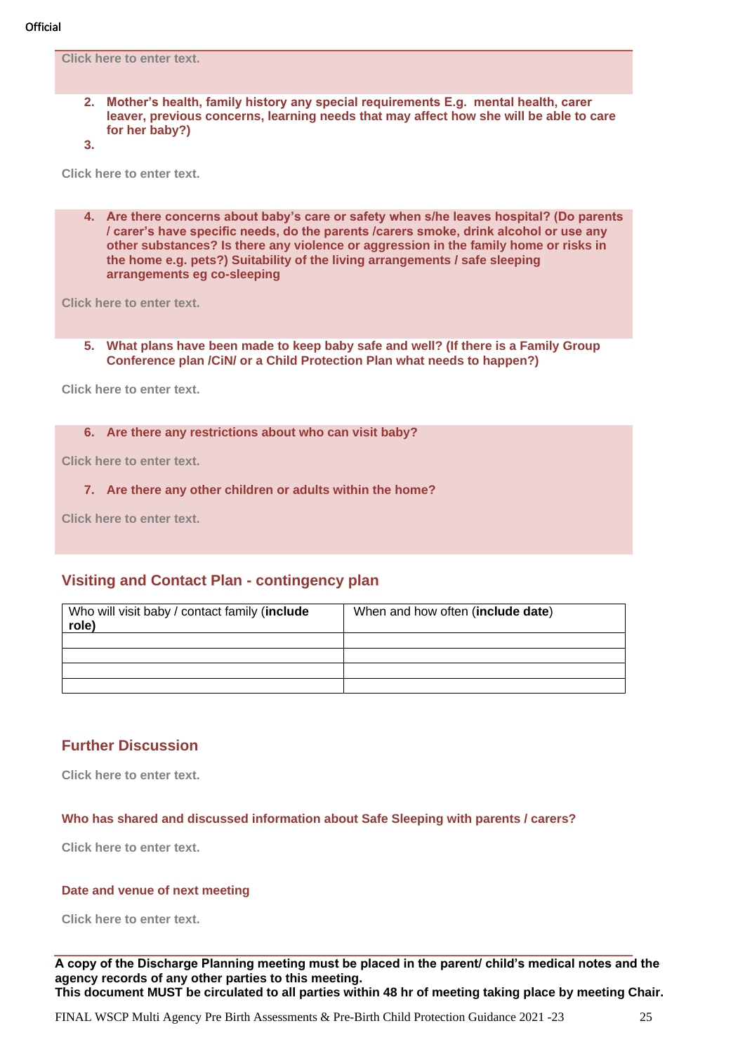Click here to enter text.

2. **Mother's health, family history any special requirements E.g. mental health, carer leaver, previous concerns, learning needs that may affect how she will be able to care for her baby?)**
3. 

Click here to enter text.

4. **Are there concerns about baby's care or safety when s/he leaves hospital? (Do parents / carer's have specific needs, do the parents /carers smoke, drink alcohol or use any other substances? Is there any violence or aggression in the family home or risks in the home e.g. pets?) Suitability of the living arrangements / safe sleeping arrangements eg co-sleeping**

Click here to enter text.

5. **What plans have been made to keep baby safe and well? (If there is a Family Group Conference plan /CiN/ or a Child Protection Plan what needs to happen?)**

Click here to enter text.

6. **Are there any restrictions about who can visit baby?**

Click here to enter text.

7. **Are there any other children or adults within the home?**

Click here to enter text.

## Visiting and Contact Plan - contingency plan

| Who will visit baby / contact family (**include role)** | When and how often (**include date**) |
|---|---|
| | |
| | |
| | |
| | |

## Further Discussion

Click here to enter text.

**Who has shared and discussed information about Safe Sleeping with parents / carers?**

Click here to enter text.

**Date and venue of next meeting**

Click here to enter text.

**A copy of the Discharge Planning meeting must be placed in the parent/ child's medical notes and the agency records of any other parties to this meeting.**
**This document MUST be circulated to all parties within 48 hr of meeting taking place by meeting Chair.**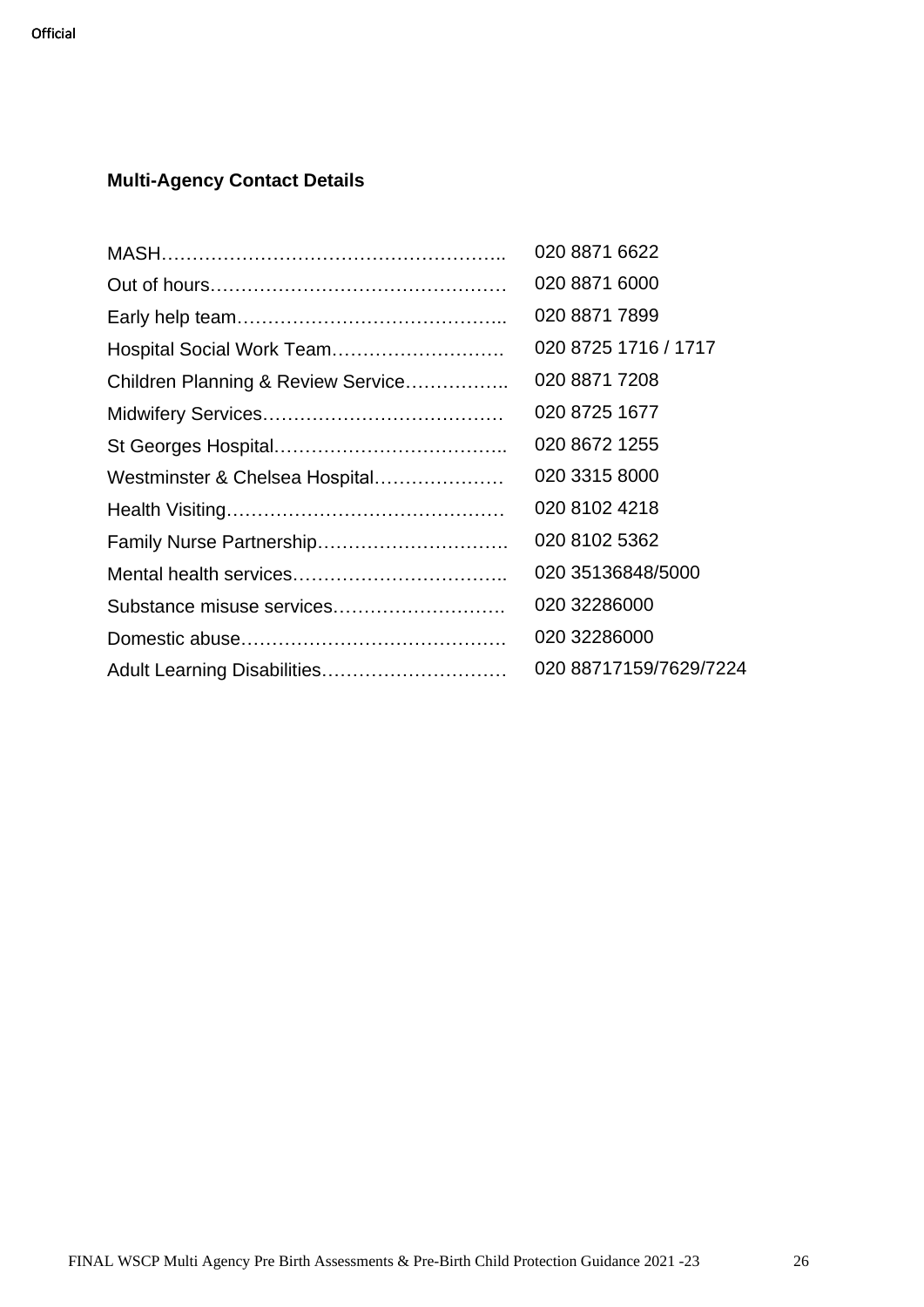**Multi-Agency Contact Details**

| | |
|---|---|
| MASH……………………………………………….. | 020 8871 6622 |
| Out of hours………………………………………… | 020 8871 6000 |
| Early help team…………………………………….. | 020 8871 7899 |
| Hospital Social Work Team………………………. | 020 8725 1716 / 1717 |
| Children Planning & Review Service…………….. | 020 8871 7208 |
| Midwifery Services………………………………… | 020 8725 1677 |
| St Georges Hospital……………………………….. | 020 8672 1255 |
| Westminster & Chelsea Hospital………………… | 020 3315 8000 |
| Health Visiting……………………………………… | 020 8102 4218 |
| Family Nurse Partnership…………………………. | 020 8102 5362 |
| Mental health services…………………………….. | 020 35136848/5000 |
| Substance misuse services………………………. | 020 32286000 |
| Domestic abuse……………………………………. | 020 32286000 |
| Adult Learning Disabilities………………………… | 020 88717159/7629/7224 |